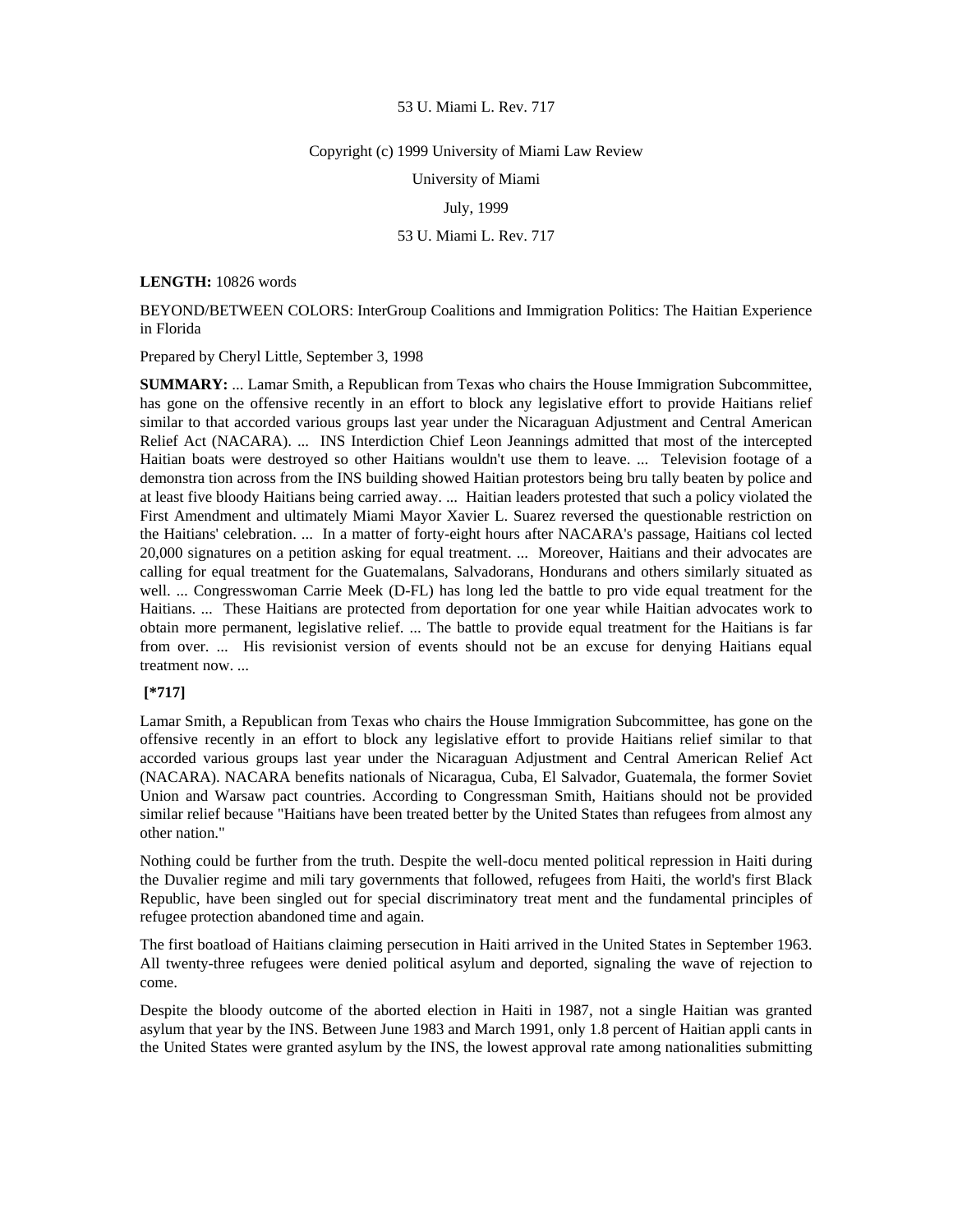53 U. Miami L. Rev. 717

Copyright (c) 1999 University of Miami Law Review

University of Miami

July, 1999

53 U. Miami L. Rev. 717

**LENGTH:** 10826 words

BEYOND/BETWEEN COLORS: InterGroup Coalitions and Immigration Politics: The Haitian Experience in Florida

Prepared by Cheryl Little, September 3, 1998

**SUMMARY:** ... Lamar Smith, a Republican from Texas who chairs the House Immigration Subcommittee, has gone on the offensive recently in an effort to block any legislative effort to provide Haitians relief similar to that accorded various groups last year under the Nicaraguan Adjustment and Central American Relief Act (NACARA). ... INS Interdiction Chief Leon Jeannings admitted that most of the intercepted Haitian boats were destroyed so other Haitians wouldn't use them to leave. ... Television footage of a demonstra tion across from the INS building showed Haitian protestors being bru tally beaten by police and at least five bloody Haitians being carried away. ... Haitian leaders protested that such a policy violated the First Amendment and ultimately Miami Mayor Xavier L. Suarez reversed the questionable restriction on the Haitians' celebration. ... In a matter of forty-eight hours after NACARA's passage, Haitians col lected 20,000 signatures on a petition asking for equal treatment. ... Moreover, Haitians and their advocates are calling for equal treatment for the Guatemalans, Salvadorans, Hondurans and others similarly situated as well. ... Congresswoman Carrie Meek (D-FL) has long led the battle to pro vide equal treatment for the Haitians. ... These Haitians are protected from deportation for one year while Haitian advocates work to obtain more permanent, legislative relief. ... The battle to provide equal treatment for the Haitians is far from over. ... His revisionist version of events should not be an excuse for denying Haitians equal treatment now. ...

**[*717]**

Lamar Smith, a Republican from Texas who chairs the House Immigration Subcommittee, has gone on the offensive recently in an effort to block any legislative effort to provide Haitians relief similar to that accorded various groups last year under the Nicaraguan Adjustment and Central American Relief Act (NACARA). NACARA benefits nationals of Nicaragua, Cuba, El Salvador, Guatemala, the former Soviet Union and Warsaw pact countries. According to Congressman Smith, Haitians should not be provided similar relief because "Haitians have been treated better by the United States than refugees from almost any other nation."

Nothing could be further from the truth. Despite the well-docu mented political repression in Haiti during the Duvalier regime and mili tary governments that followed, refugees from Haiti, the world's first Black Republic, have been singled out for special discriminatory treat ment and the fundamental principles of refugee protection abandoned time and again.

The first boatload of Haitians claiming persecution in Haiti arrived in the United States in September 1963. All twenty-three refugees were denied political asylum and deported, signaling the wave of rejection to come.

Despite the bloody outcome of the aborted election in Haiti in 1987, not a single Haitian was granted asylum that year by the INS. Between June 1983 and March 1991, only 1.8 percent of Haitian appli cants in the United States were granted asylum by the INS, the lowest approval rate among nationalities submitting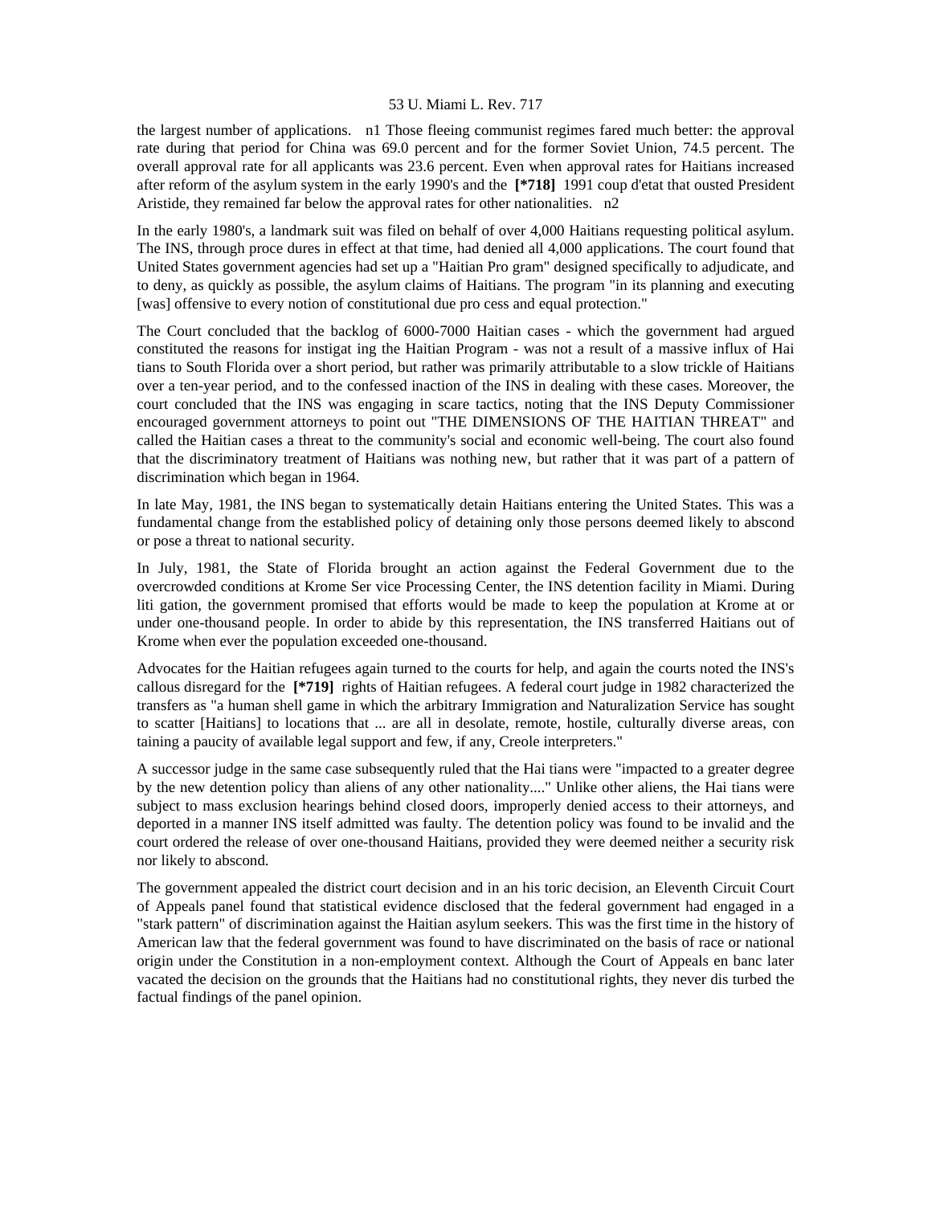the largest number of applications. n1 Those fleeing communist regimes fared much better: the approval rate during that period for China was 69.0 percent and for the former Soviet Union, 74.5 percent. The overall approval rate for all applicants was 23.6 percent. Even when approval rates for Haitians increased after reform of the asylum system in the early 1990's and the **[*718]** 1991 coup d'etat that ousted President Aristide, they remained far below the approval rates for other nationalities. n2

In the early 1980's, a landmark suit was filed on behalf of over 4,000 Haitians requesting political asylum. The INS, through proce dures in effect at that time, had denied all 4,000 applications. The court found that United States government agencies had set up a "Haitian Pro gram" designed specifically to adjudicate, and to deny, as quickly as possible, the asylum claims of Haitians. The program "in its planning and executing [was] offensive to every notion of constitutional due pro cess and equal protection."

The Court concluded that the backlog of 6000-7000 Haitian cases - which the government had argued constituted the reasons for instigat ing the Haitian Program - was not a result of a massive influx of Hai tians to South Florida over a short period, but rather was primarily attributable to a slow trickle of Haitians over a ten-year period, and to the confessed inaction of the INS in dealing with these cases. Moreover, the court concluded that the INS was engaging in scare tactics, noting that the INS Deputy Commissioner encouraged government attorneys to point out "THE DIMENSIONS OF THE HAITIAN THREAT" and called the Haitian cases a threat to the community's social and economic well-being. The court also found that the discriminatory treatment of Haitians was nothing new, but rather that it was part of a pattern of discrimination which began in 1964.

In late May, 1981, the INS began to systematically detain Haitians entering the United States. This was a fundamental change from the established policy of detaining only those persons deemed likely to abscond or pose a threat to national security.

In July, 1981, the State of Florida brought an action against the Federal Government due to the overcrowded conditions at Krome Ser vice Processing Center, the INS detention facility in Miami. During liti gation, the government promised that efforts would be made to keep the population at Krome at or under one-thousand people. In order to abide by this representation, the INS transferred Haitians out of Krome when ever the population exceeded one-thousand.

Advocates for the Haitian refugees again turned to the courts for help, and again the courts noted the INS's callous disregard for the **[*719]** rights of Haitian refugees. A federal court judge in 1982 characterized the transfers as "a human shell game in which the arbitrary Immigration and Naturalization Service has sought to scatter [Haitians] to locations that ... are all in desolate, remote, hostile, culturally diverse areas, con taining a paucity of available legal support and few, if any, Creole interpreters."

A successor judge in the same case subsequently ruled that the Hai tians were "impacted to a greater degree by the new detention policy than aliens of any other nationality...." Unlike other aliens, the Hai tians were subject to mass exclusion hearings behind closed doors, improperly denied access to their attorneys, and deported in a manner INS itself admitted was faulty. The detention policy was found to be invalid and the court ordered the release of over one-thousand Haitians, provided they were deemed neither a security risk nor likely to abscond.

The government appealed the district court decision and in an his toric decision, an Eleventh Circuit Court of Appeals panel found that statistical evidence disclosed that the federal government had engaged in a "stark pattern" of discrimination against the Haitian asylum seekers. This was the first time in the history of American law that the federal government was found to have discriminated on the basis of race or national origin under the Constitution in a non-employment context. Although the Court of Appeals en banc later vacated the decision on the grounds that the Haitians had no constitutional rights, they never dis turbed the factual findings of the panel opinion.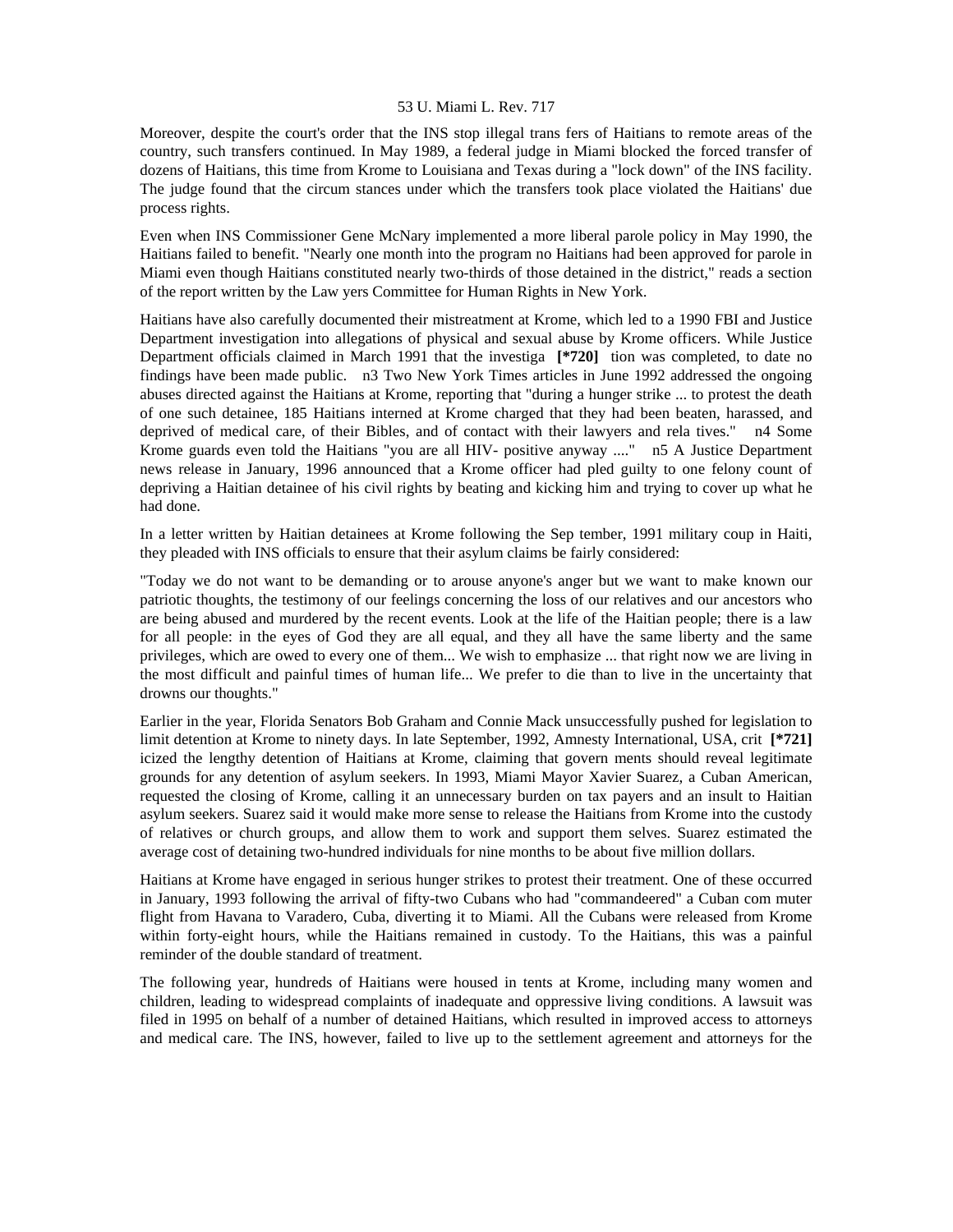Moreover, despite the court's order that the INS stop illegal trans fers of Haitians to remote areas of the country, such transfers continued. In May 1989, a federal judge in Miami blocked the forced transfer of dozens of Haitians, this time from Krome to Louisiana and Texas during a "lock down" of the INS facility. The judge found that the circum stances under which the transfers took place violated the Haitians' due process rights.

Even when INS Commissioner Gene McNary implemented a more liberal parole policy in May 1990, the Haitians failed to benefit. "Nearly one month into the program no Haitians had been approved for parole in Miami even though Haitians constituted nearly two-thirds of those detained in the district," reads a section of the report written by the Law yers Committee for Human Rights in New York.

Haitians have also carefully documented their mistreatment at Krome, which led to a 1990 FBI and Justice Department investigation into allegations of physical and sexual abuse by Krome officers. While Justice Department officials claimed in March 1991 that the investiga **[*720]** tion was completed, to date no findings have been made public. n3 Two New York Times articles in June 1992 addressed the ongoing abuses directed against the Haitians at Krome, reporting that "during a hunger strike ... to protest the death of one such detainee, 185 Haitians interned at Krome charged that they had been beaten, harassed, and deprived of medical care, of their Bibles, and of contact with their lawyers and rela tives." n4 Some Krome guards even told the Haitians "you are all HIV- positive anyway ...." n5 A Justice Department news release in January, 1996 announced that a Krome officer had pled guilty to one felony count of depriving a Haitian detainee of his civil rights by beating and kicking him and trying to cover up what he had done.

In a letter written by Haitian detainees at Krome following the Sep tember, 1991 military coup in Haiti, they pleaded with INS officials to ensure that their asylum claims be fairly considered:

"Today we do not want to be demanding or to arouse anyone's anger but we want to make known our patriotic thoughts, the testimony of our feelings concerning the loss of our relatives and our ancestors who are being abused and murdered by the recent events. Look at the life of the Haitian people; there is a law for all people: in the eyes of God they are all equal, and they all have the same liberty and the same privileges, which are owed to every one of them... We wish to emphasize ... that right now we are living in the most difficult and painful times of human life... We prefer to die than to live in the uncertainty that drowns our thoughts."

Earlier in the year, Florida Senators Bob Graham and Connie Mack unsuccessfully pushed for legislation to limit detention at Krome to ninety days. In late September, 1992, Amnesty International, USA, crit **[*721]** icized the lengthy detention of Haitians at Krome, claiming that govern ments should reveal legitimate grounds for any detention of asylum seekers. In 1993, Miami Mayor Xavier Suarez, a Cuban American, requested the closing of Krome, calling it an unnecessary burden on tax payers and an insult to Haitian asylum seekers. Suarez said it would make more sense to release the Haitians from Krome into the custody of relatives or church groups, and allow them to work and support them selves. Suarez estimated the average cost of detaining two-hundred individuals for nine months to be about five million dollars.

Haitians at Krome have engaged in serious hunger strikes to protest their treatment. One of these occurred in January, 1993 following the arrival of fifty-two Cubans who had "commandeered" a Cuban com muter flight from Havana to Varadero, Cuba, diverting it to Miami. All the Cubans were released from Krome within forty-eight hours, while the Haitians remained in custody. To the Haitians, this was a painful reminder of the double standard of treatment.

The following year, hundreds of Haitians were housed in tents at Krome, including many women and children, leading to widespread complaints of inadequate and oppressive living conditions. A lawsuit was filed in 1995 on behalf of a number of detained Haitians, which resulted in improved access to attorneys and medical care. The INS, however, failed to live up to the settlement agreement and attorneys for the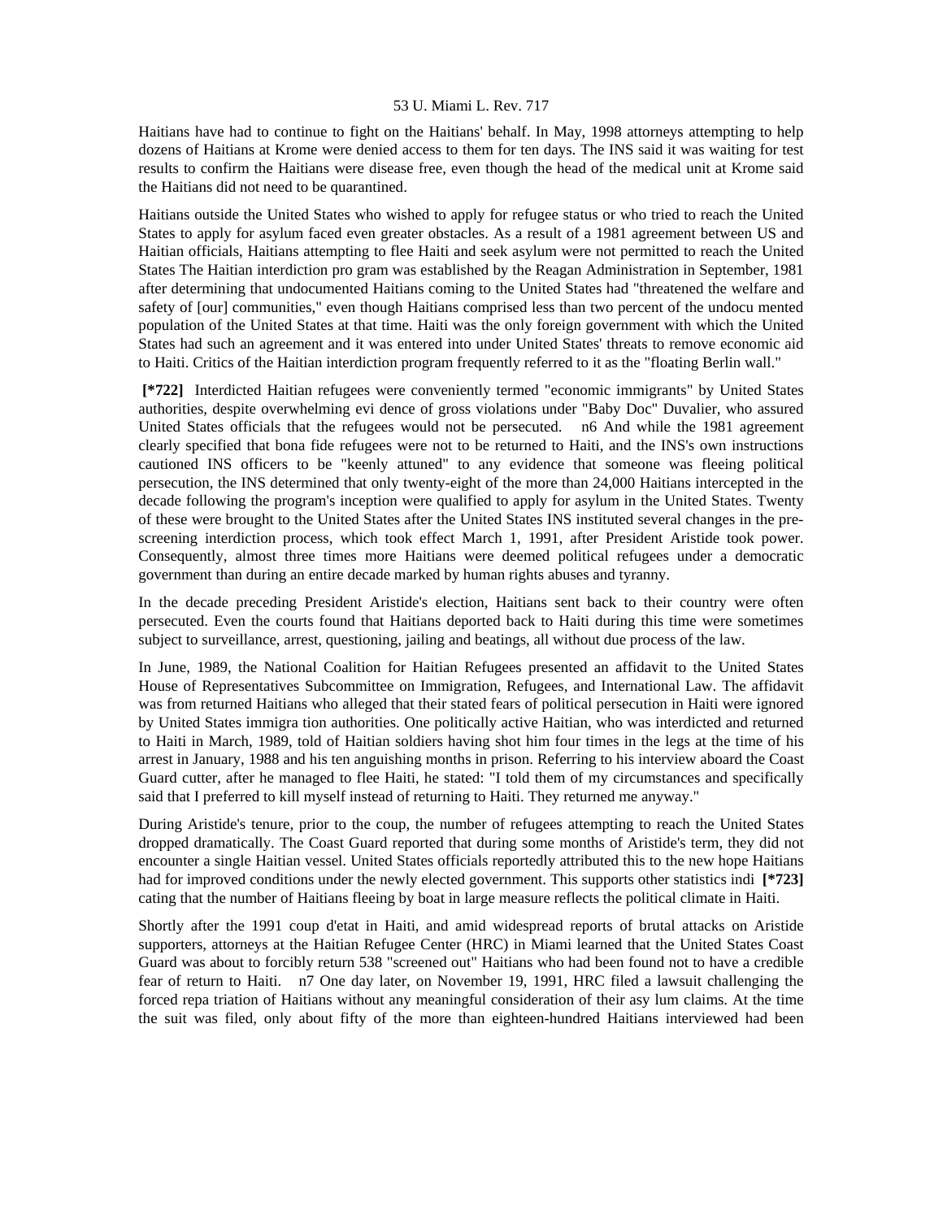Haitians have had to continue to fight on the Haitians' behalf. In May, 1998 attorneys attempting to help dozens of Haitians at Krome were denied access to them for ten days. The INS said it was waiting for test results to confirm the Haitians were disease free, even though the head of the medical unit at Krome said the Haitians did not need to be quarantined.

Haitians outside the United States who wished to apply for refugee status or who tried to reach the United States to apply for asylum faced even greater obstacles. As a result of a 1981 agreement between US and Haitian officials, Haitians attempting to flee Haiti and seek asylum were not permitted to reach the United States The Haitian interdiction pro gram was established by the Reagan Administration in September, 1981 after determining that undocumented Haitians coming to the United States had "threatened the welfare and safety of [our] communities," even though Haitians comprised less than two percent of the undocu mented population of the United States at that time. Haiti was the only foreign government with which the United States had such an agreement and it was entered into under United States' threats to remove economic aid to Haiti. Critics of the Haitian interdiction program frequently referred to it as the "floating Berlin wall."

**[*722]** Interdicted Haitian refugees were conveniently termed "economic immigrants" by United States authorities, despite overwhelming evi dence of gross violations under "Baby Doc" Duvalier, who assured United States officials that the refugees would not be persecuted. n6 And while the 1981 agreement clearly specified that bona fide refugees were not to be returned to Haiti, and the INS's own instructions cautioned INS officers to be "keenly attuned" to any evidence that someone was fleeing political persecution, the INS determined that only twenty-eight of the more than 24,000 Haitians intercepted in the decade following the program's inception were qualified to apply for asylum in the United States. Twenty of these were brought to the United States after the United States INS instituted several changes in the pre-screening interdiction process, which took effect March 1, 1991, after President Aristide took power. Consequently, almost three times more Haitians were deemed political refugees under a democratic government than during an entire decade marked by human rights abuses and tyranny.

In the decade preceding President Aristide's election, Haitians sent back to their country were often persecuted. Even the courts found that Haitians deported back to Haiti during this time were sometimes subject to surveillance, arrest, questioning, jailing and beatings, all without due process of the law.

In June, 1989, the National Coalition for Haitian Refugees presented an affidavit to the United States House of Representatives Subcommittee on Immigration, Refugees, and International Law. The affidavit was from returned Haitians who alleged that their stated fears of political persecution in Haiti were ignored by United States immigra tion authorities. One politically active Haitian, who was interdicted and returned to Haiti in March, 1989, told of Haitian soldiers having shot him four times in the legs at the time of his arrest in January, 1988 and his ten anguishing months in prison. Referring to his interview aboard the Coast Guard cutter, after he managed to flee Haiti, he stated: "I told them of my circumstances and specifically said that I preferred to kill myself instead of returning to Haiti. They returned me anyway."

During Aristide's tenure, prior to the coup, the number of refugees attempting to reach the United States dropped dramatically. The Coast Guard reported that during some months of Aristide's term, they did not encounter a single Haitian vessel. United States officials reportedly attributed this to the new hope Haitians had for improved conditions under the newly elected government. This supports other statistics indi **[*723]** cating that the number of Haitians fleeing by boat in large measure reflects the political climate in Haiti.

Shortly after the 1991 coup d'etat in Haiti, and amid widespread reports of brutal attacks on Aristide supporters, attorneys at the Haitian Refugee Center (HRC) in Miami learned that the United States Coast Guard was about to forcibly return 538 "screened out" Haitians who had been found not to have a credible fear of return to Haiti. n7 One day later, on November 19, 1991, HRC filed a lawsuit challenging the forced repa triation of Haitians without any meaningful consideration of their asy lum claims. At the time the suit was filed, only about fifty of the more than eighteen-hundred Haitians interviewed had been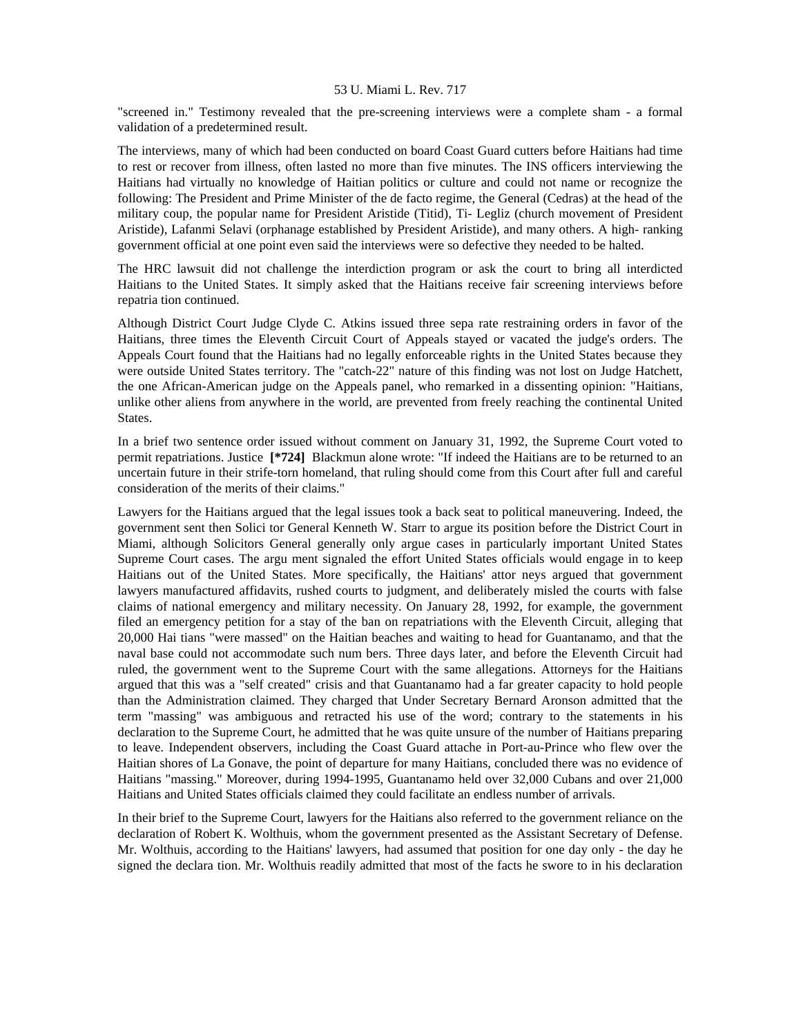"screened in." Testimony revealed that the pre-screening interviews were a complete sham - a formal validation of a predetermined result.

The interviews, many of which had been conducted on board Coast Guard cutters before Haitians had time to rest or recover from illness, often lasted no more than five minutes. The INS officers interviewing the Haitians had virtually no knowledge of Haitian politics or culture and could not name or recognize the following: The President and Prime Minister of the de facto regime, the General (Cedras) at the head of the military coup, the popular name for President Aristide (Titid), Ti- Legliz (church movement of President Aristide), Lafanmi Selavi (orphanage established by President Aristide), and many others. A high- ranking government official at one point even said the interviews were so defective they needed to be halted.

The HRC lawsuit did not challenge the interdiction program or ask the court to bring all interdicted Haitians to the United States. It simply asked that the Haitians receive fair screening interviews before repatria tion continued.

Although District Court Judge Clyde C. Atkins issued three sepa rate restraining orders in favor of the Haitians, three times the Eleventh Circuit Court of Appeals stayed or vacated the judge's orders. The Appeals Court found that the Haitians had no legally enforceable rights in the United States because they were outside United States territory. The "catch-22" nature of this finding was not lost on Judge Hatchett, the one African-American judge on the Appeals panel, who remarked in a dissenting opinion: "Haitians, unlike other aliens from anywhere in the world, are prevented from freely reaching the continental United States.

In a brief two sentence order issued without comment on January 31, 1992, the Supreme Court voted to permit repatriations. Justice **[*724]** Blackmun alone wrote: "If indeed the Haitians are to be returned to an uncertain future in their strife-torn homeland, that ruling should come from this Court after full and careful consideration of the merits of their claims."

Lawyers for the Haitians argued that the legal issues took a back seat to political maneuvering. Indeed, the government sent then Solici tor General Kenneth W. Starr to argue its position before the District Court in Miami, although Solicitors General generally only argue cases in particularly important United States Supreme Court cases. The argu ment signaled the effort United States officials would engage in to keep Haitians out of the United States. More specifically, the Haitians' attor neys argued that government lawyers manufactured affidavits, rushed courts to judgment, and deliberately misled the courts with false claims of national emergency and military necessity. On January 28, 1992, for example, the government filed an emergency petition for a stay of the ban on repatriations with the Eleventh Circuit, alleging that 20,000 Hai tians "were massed" on the Haitian beaches and waiting to head for Guantanamo, and that the naval base could not accommodate such num bers. Three days later, and before the Eleventh Circuit had ruled, the government went to the Supreme Court with the same allegations. Attorneys for the Haitians argued that this was a "self created" crisis and that Guantanamo had a far greater capacity to hold people than the Administration claimed. They charged that Under Secretary Bernard Aronson admitted that the term "massing" was ambiguous and retracted his use of the word; contrary to the statements in his declaration to the Supreme Court, he admitted that he was quite unsure of the number of Haitians preparing to leave. Independent observers, including the Coast Guard attache in Port-au-Prince who flew over the Haitian shores of La Gonave, the point of departure for many Haitians, concluded there was no evidence of Haitians "massing." Moreover, during 1994-1995, Guantanamo held over 32,000 Cubans and over 21,000 Haitians and United States officials claimed they could facilitate an endless number of arrivals.

In their brief to the Supreme Court, lawyers for the Haitians also referred to the government reliance on the declaration of Robert K. Wolthuis, whom the government presented as the Assistant Secretary of Defense. Mr. Wolthuis, according to the Haitians' lawyers, had assumed that position for one day only - the day he signed the declara tion. Mr. Wolthuis readily admitted that most of the facts he swore to in his declaration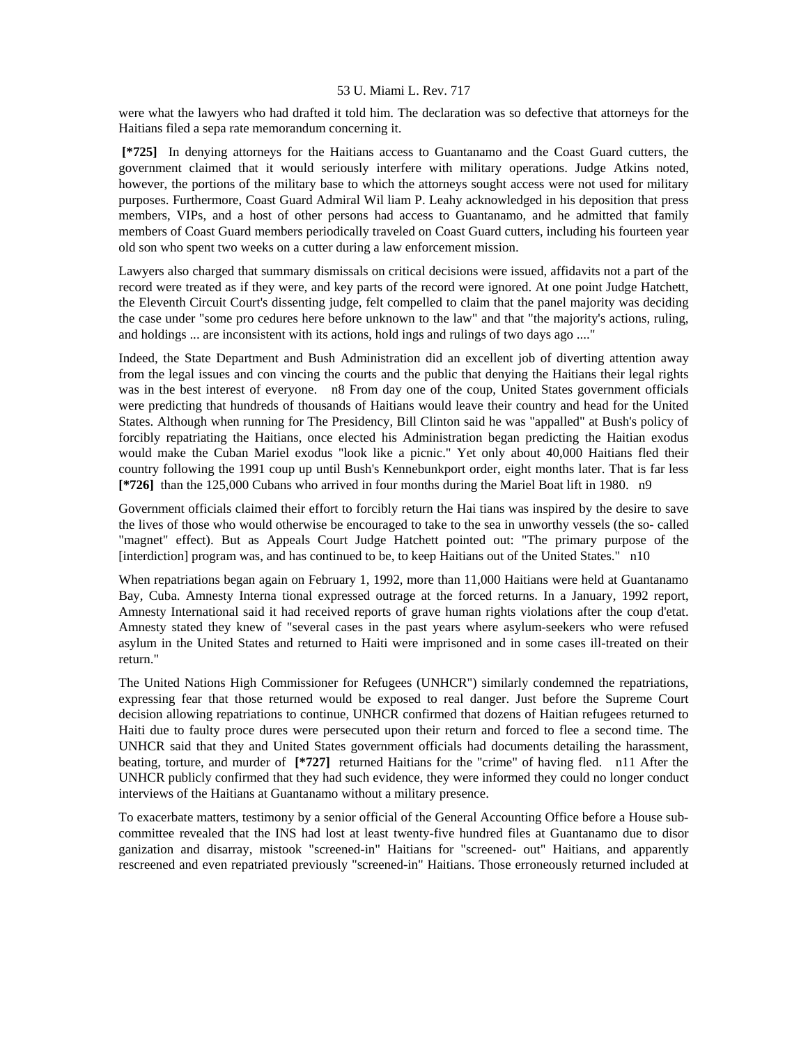were what the lawyers who had drafted it told him. The declaration was so defective that attorneys for the Haitians filed a sepa rate memorandum concerning it.

**[*725]** In denying attorneys for the Haitians access to Guantanamo and the Coast Guard cutters, the government claimed that it would seriously interfere with military operations. Judge Atkins noted, however, the portions of the military base to which the attorneys sought access were not used for military purposes. Furthermore, Coast Guard Admiral Wil liam P. Leahy acknowledged in his deposition that press members, VIPs, and a host of other persons had access to Guantanamo, and he admitted that family members of Coast Guard members periodically traveled on Coast Guard cutters, including his fourteen year old son who spent two weeks on a cutter during a law enforcement mission.

Lawyers also charged that summary dismissals on critical decisions were issued, affidavits not a part of the record were treated as if they were, and key parts of the record were ignored. At one point Judge Hatchett, the Eleventh Circuit Court's dissenting judge, felt compelled to claim that the panel majority was deciding the case under "some pro cedures here before unknown to the law" and that "the majority's actions, ruling, and holdings ... are inconsistent with its actions, hold ings and rulings of two days ago ...."

Indeed, the State Department and Bush Administration did an excellent job of diverting attention away from the legal issues and con vincing the courts and the public that denying the Haitians their legal rights was in the best interest of everyone. n8 From day one of the coup, United States government officials were predicting that hundreds of thousands of Haitians would leave their country and head for the United States. Although when running for The Presidency, Bill Clinton said he was "appalled" at Bush's policy of forcibly repatriating the Haitians, once elected his Administration began predicting the Haitian exodus would make the Cuban Mariel exodus "look like a picnic." Yet only about 40,000 Haitians fled their country following the 1991 coup up until Bush's Kennebunkport order, eight months later. That is far less **[*726]** than the 125,000 Cubans who arrived in four months during the Mariel Boat lift in 1980. n9

Government officials claimed their effort to forcibly return the Hai tians was inspired by the desire to save the lives of those who would otherwise be encouraged to take to the sea in unworthy vessels (the so- called "magnet" effect). But as Appeals Court Judge Hatchett pointed out: "The primary purpose of the [interdiction] program was, and has continued to be, to keep Haitians out of the United States." n10

When repatriations began again on February 1, 1992, more than 11,000 Haitians were held at Guantanamo Bay, Cuba. Amnesty Interna tional expressed outrage at the forced returns. In a January, 1992 report, Amnesty International said it had received reports of grave human rights violations after the coup d'etat. Amnesty stated they knew of "several cases in the past years where asylum-seekers who were refused asylum in the United States and returned to Haiti were imprisoned and in some cases ill-treated on their return."

The United Nations High Commissioner for Refugees (UNHCR") similarly condemned the repatriations, expressing fear that those returned would be exposed to real danger. Just before the Supreme Court decision allowing repatriations to continue, UNHCR confirmed that dozens of Haitian refugees returned to Haiti due to faulty proce dures were persecuted upon their return and forced to flee a second time. The UNHCR said that they and United States government officials had documents detailing the harassment, beating, torture, and murder of **[*727]** returned Haitians for the "crime" of having fled. n11 After the UNHCR publicly confirmed that they had such evidence, they were informed they could no longer conduct interviews of the Haitians at Guantanamo without a military presence.

To exacerbate matters, testimony by a senior official of the General Accounting Office before a House sub-committee revealed that the INS had lost at least twenty-five hundred files at Guantanamo due to disor ganization and disarray, mistook "screened-in" Haitians for "screened- out" Haitians, and apparently rescreened and even repatriated previously "screened-in" Haitians. Those erroneously returned included at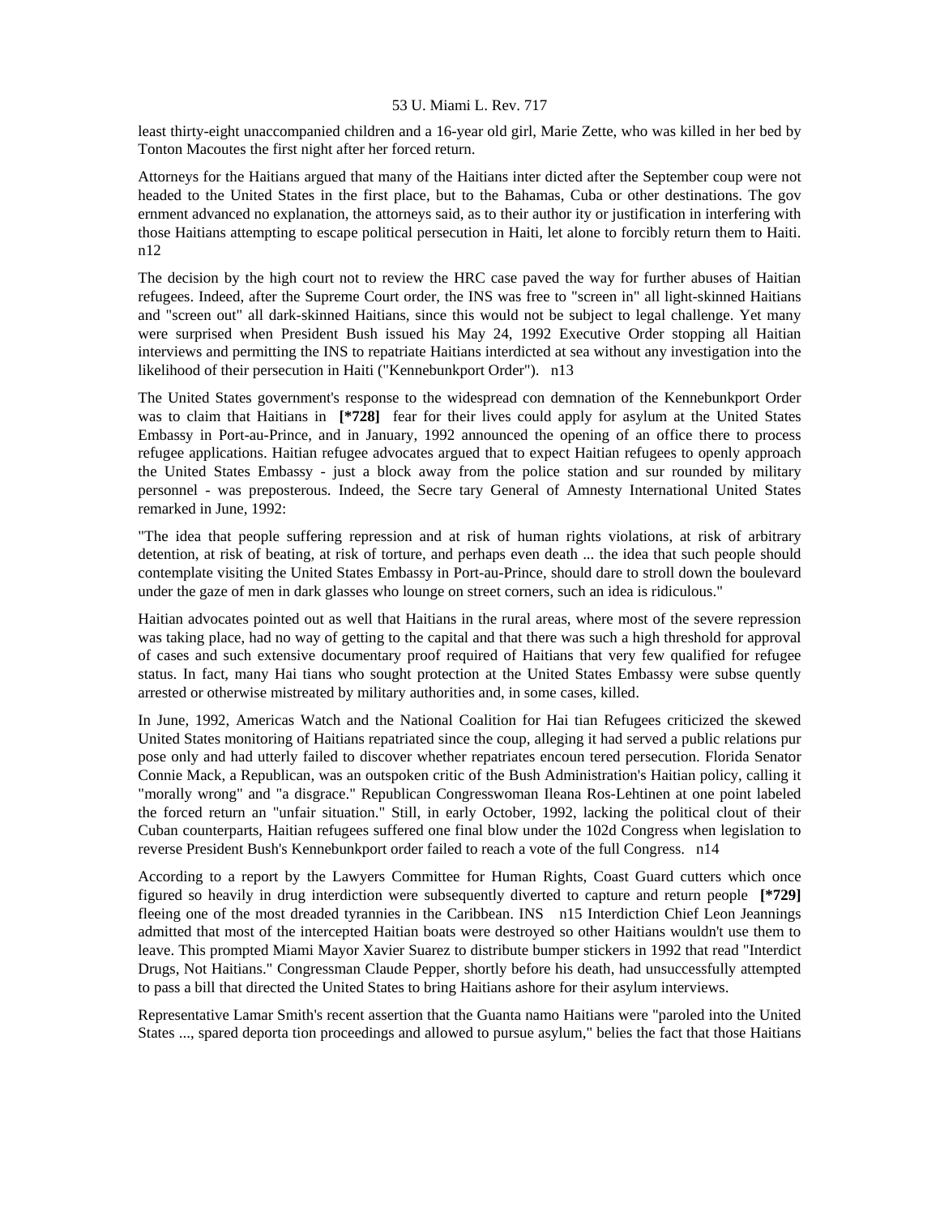least thirty-eight unaccompanied children and a 16-year old girl, Marie Zette, who was killed in her bed by Tonton Macoutes the first night after her forced return.

Attorneys for the Haitians argued that many of the Haitians inter dicted after the September coup were not headed to the United States in the first place, but to the Bahamas, Cuba or other destinations. The gov ernment advanced no explanation, the attorneys said, as to their author ity or justification in interfering with those Haitians attempting to escape political persecution in Haiti, let alone to forcibly return them to Haiti. n12

The decision by the high court not to review the HRC case paved the way for further abuses of Haitian refugees. Indeed, after the Supreme Court order, the INS was free to "screen in" all light-skinned Haitians and "screen out" all dark-skinned Haitians, since this would not be subject to legal challenge. Yet many were surprised when President Bush issued his May 24, 1992 Executive Order stopping all Haitian interviews and permitting the INS to repatriate Haitians interdicted at sea without any investigation into the likelihood of their persecution in Haiti ("Kennebunkport Order"). n13

The United States government's response to the widespread con demnation of the Kennebunkport Order was to claim that Haitians in **[*728]** fear for their lives could apply for asylum at the United States Embassy in Port-au-Prince, and in January, 1992 announced the opening of an office there to process refugee applications. Haitian refugee advocates argued that to expect Haitian refugees to openly approach the United States Embassy - just a block away from the police station and sur rounded by military personnel - was preposterous. Indeed, the Secre tary General of Amnesty International United States remarked in June, 1992:

"The idea that people suffering repression and at risk of human rights violations, at risk of arbitrary detention, at risk of beating, at risk of torture, and perhaps even death ... the idea that such people should contemplate visiting the United States Embassy in Port-au-Prince, should dare to stroll down the boulevard under the gaze of men in dark glasses who lounge on street corners, such an idea is ridiculous."

Haitian advocates pointed out as well that Haitians in the rural areas, where most of the severe repression was taking place, had no way of getting to the capital and that there was such a high threshold for approval of cases and such extensive documentary proof required of Haitians that very few qualified for refugee status. In fact, many Hai tians who sought protection at the United States Embassy were subse quently arrested or otherwise mistreated by military authorities and, in some cases, killed.

In June, 1992, Americas Watch and the National Coalition for Hai tian Refugees criticized the skewed United States monitoring of Haitians repatriated since the coup, alleging it had served a public relations pur pose only and had utterly failed to discover whether repatriates encoun tered persecution. Florida Senator Connie Mack, a Republican, was an outspoken critic of the Bush Administration's Haitian policy, calling it "morally wrong" and "a disgrace." Republican Congresswoman Ileana Ros-Lehtinen at one point labeled the forced return an "unfair situation." Still, in early October, 1992, lacking the political clout of their Cuban counterparts, Haitian refugees suffered one final blow under the 102d Congress when legislation to reverse President Bush's Kennebunkport order failed to reach a vote of the full Congress. n14

According to a report by the Lawyers Committee for Human Rights, Coast Guard cutters which once figured so heavily in drug interdiction were subsequently diverted to capture and return people **[*729]** fleeing one of the most dreaded tyrannies in the Caribbean. INS n15 Interdiction Chief Leon Jeannings admitted that most of the intercepted Haitian boats were destroyed so other Haitians wouldn't use them to leave. This prompted Miami Mayor Xavier Suarez to distribute bumper stickers in 1992 that read "Interdict Drugs, Not Haitians." Congressman Claude Pepper, shortly before his death, had unsuccessfully attempted to pass a bill that directed the United States to bring Haitians ashore for their asylum interviews.

Representative Lamar Smith's recent assertion that the Guanta namo Haitians were "paroled into the United States ..., spared deporta tion proceedings and allowed to pursue asylum," belies the fact that those Haitians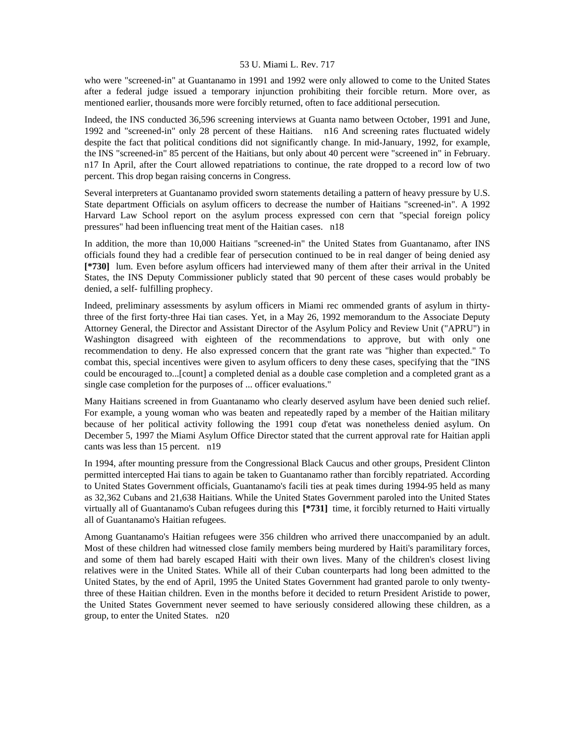who were "screened-in" at Guantanamo in 1991 and 1992 were only allowed to come to the United States after a federal judge issued a temporary injunction prohibiting their forcible return. More over, as mentioned earlier, thousands more were forcibly returned, often to face additional persecution.

Indeed, the INS conducted 36,596 screening interviews at Guanta namo between October, 1991 and June, 1992 and "screened-in" only 28 percent of these Haitians. n16 And screening rates fluctuated widely despite the fact that political conditions did not significantly change. In mid-January, 1992, for example, the INS "screened-in" 85 percent of the Haitians, but only about 40 percent were "screened in" in February. n17 In April, after the Court allowed repatriations to continue, the rate dropped to a record low of two percent. This drop began raising concerns in Congress.

Several interpreters at Guantanamo provided sworn statements detailing a pattern of heavy pressure by U.S. State department Officials on asylum officers to decrease the number of Haitians "screened-in". A 1992 Harvard Law School report on the asylum process expressed con cern that "special foreign policy pressures" had been influencing treat ment of the Haitian cases. n18

In addition, the more than 10,000 Haitians "screened-in" the United States from Guantanamo, after INS officials found they had a credible fear of persecution continued to be in real danger of being denied asy **[*730]** lum. Even before asylum officers had interviewed many of them after their arrival in the United States, the INS Deputy Commissioner publicly stated that 90 percent of these cases would probably be denied, a self- fulfilling prophecy.

Indeed, preliminary assessments by asylum officers in Miami rec ommended grants of asylum in thirty-three of the first forty-three Hai tian cases. Yet, in a May 26, 1992 memorandum to the Associate Deputy Attorney General, the Director and Assistant Director of the Asylum Policy and Review Unit ("APRU") in Washington disagreed with eighteen of the recommendations to approve, but with only one recommendation to deny. He also expressed concern that the grant rate was "higher than expected." To combat this, special incentives were given to asylum officers to deny these cases, specifying that the "INS could be encouraged to...[count] a completed denial as a double case completion and a completed grant as a single case completion for the purposes of ... officer evaluations."

Many Haitians screened in from Guantanamo who clearly deserved asylum have been denied such relief. For example, a young woman who was beaten and repeatedly raped by a member of the Haitian military because of her political activity following the 1991 coup d'etat was nonetheless denied asylum. On December 5, 1997 the Miami Asylum Office Director stated that the current approval rate for Haitian appli cants was less than 15 percent. n19

In 1994, after mounting pressure from the Congressional Black Caucus and other groups, President Clinton permitted intercepted Hai tians to again be taken to Guantanamo rather than forcibly repatriated. According to United States Government officials, Guantanamo's facili ties at peak times during 1994-95 held as many as 32,362 Cubans and 21,638 Haitians. While the United States Government paroled into the United States virtually all of Guantanamo's Cuban refugees during this **[*731]** time, it forcibly returned to Haiti virtually all of Guantanamo's Haitian refugees.

Among Guantanamo's Haitian refugees were 356 children who arrived there unaccompanied by an adult. Most of these children had witnessed close family members being murdered by Haiti's paramilitary forces, and some of them had barely escaped Haiti with their own lives. Many of the children's closest living relatives were in the United States. While all of their Cuban counterparts had long been admitted to the United States, by the end of April, 1995 the United States Government had granted parole to only twenty-three of these Haitian children. Even in the months before it decided to return President Aristide to power, the United States Government never seemed to have seriously considered allowing these children, as a group, to enter the United States. n20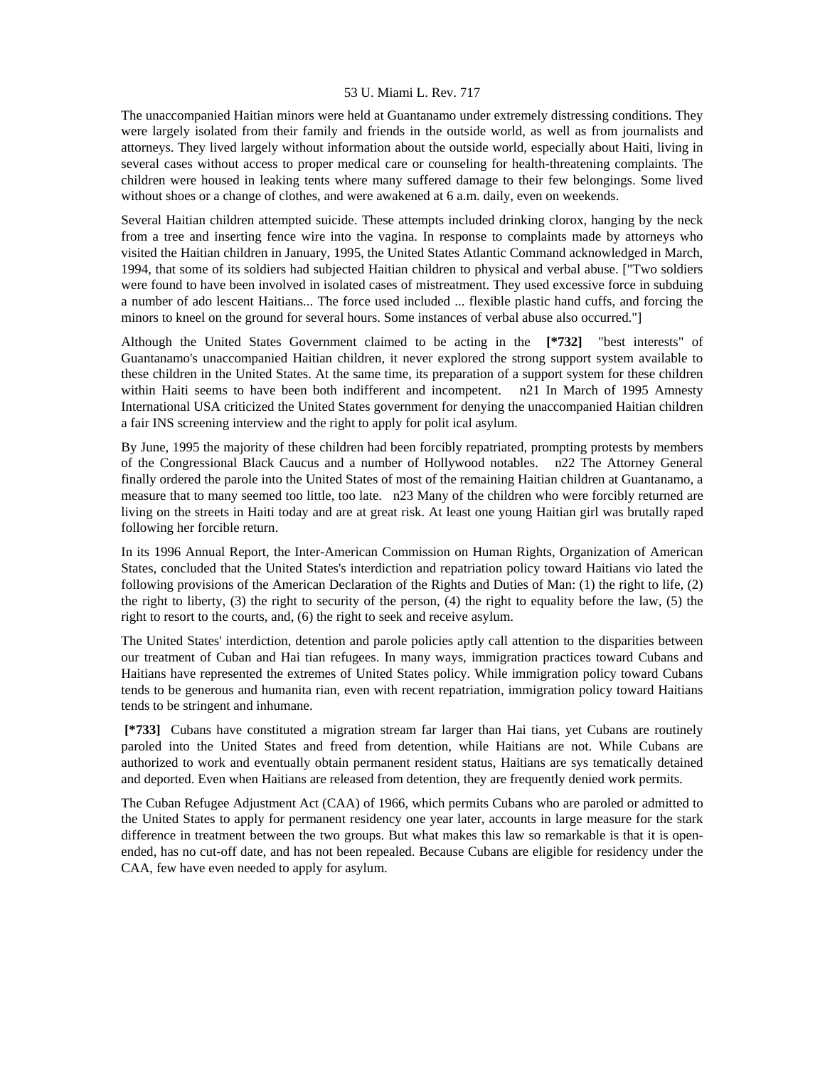The unaccompanied Haitian minors were held at Guantanamo under extremely distressing conditions. They were largely isolated from their family and friends in the outside world, as well as from journalists and attorneys. They lived largely without information about the outside world, especially about Haiti, living in several cases without access to proper medical care or counseling for health-threatening complaints. The children were housed in leaking tents where many suffered damage to their few belongings. Some lived without shoes or a change of clothes, and were awakened at 6 a.m. daily, even on weekends.

Several Haitian children attempted suicide. These attempts included drinking clorox, hanging by the neck from a tree and inserting fence wire into the vagina. In response to complaints made by attorneys who visited the Haitian children in January, 1995, the United States Atlantic Command acknowledged in March, 1994, that some of its soldiers had subjected Haitian children to physical and verbal abuse. ["Two soldiers were found to have been involved in isolated cases of mistreatment. They used excessive force in subduing a number of ado lescent Haitians... The force used included ... flexible plastic hand cuffs, and forcing the minors to kneel on the ground for several hours. Some instances of verbal abuse also occurred."]

Although the United States Government claimed to be acting in the **[*732]** "best interests" of Guantanamo's unaccompanied Haitian children, it never explored the strong support system available to these children in the United States. At the same time, its preparation of a support system for these children within Haiti seems to have been both indifferent and incompetent. n21 In March of 1995 Amnesty International USA criticized the United States government for denying the unaccompanied Haitian children a fair INS screening interview and the right to apply for polit ical asylum.

By June, 1995 the majority of these children had been forcibly repatriated, prompting protests by members of the Congressional Black Caucus and a number of Hollywood notables. n22 The Attorney General finally ordered the parole into the United States of most of the remaining Haitian children at Guantanamo, a measure that to many seemed too little, too late. n23 Many of the children who were forcibly returned are living on the streets in Haiti today and are at great risk. At least one young Haitian girl was brutally raped following her forcible return.

In its 1996 Annual Report, the Inter-American Commission on Human Rights, Organization of American States, concluded that the United States's interdiction and repatriation policy toward Haitians vio lated the following provisions of the American Declaration of the Rights and Duties of Man: (1) the right to life, (2) the right to liberty, (3) the right to security of the person, (4) the right to equality before the law, (5) the right to resort to the courts, and, (6) the right to seek and receive asylum.

The United States' interdiction, detention and parole policies aptly call attention to the disparities between our treatment of Cuban and Hai tian refugees. In many ways, immigration practices toward Cubans and Haitians have represented the extremes of United States policy. While immigration policy toward Cubans tends to be generous and humanita rian, even with recent repatriation, immigration policy toward Haitians tends to be stringent and inhumane.

**[*733]** Cubans have constituted a migration stream far larger than Hai tians, yet Cubans are routinely paroled into the United States and freed from detention, while Haitians are not. While Cubans are authorized to work and eventually obtain permanent resident status, Haitians are sys tematically detained and deported. Even when Haitians are released from detention, they are frequently denied work permits.

The Cuban Refugee Adjustment Act (CAA) of 1966, which permits Cubans who are paroled or admitted to the United States to apply for permanent residency one year later, accounts in large measure for the stark difference in treatment between the two groups. But what makes this law so remarkable is that it is open-ended, has no cut-off date, and has not been repealed. Because Cubans are eligible for residency under the CAA, few have even needed to apply for asylum.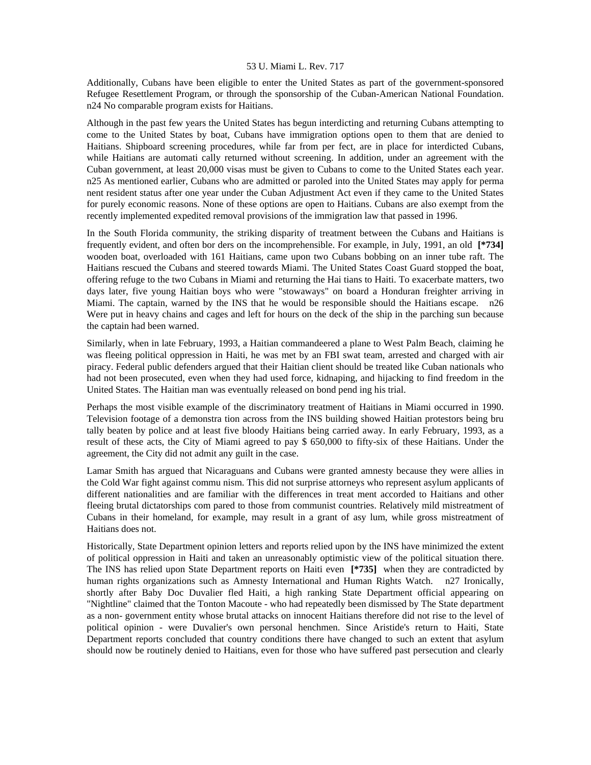Additionally, Cubans have been eligible to enter the United States as part of the government-sponsored Refugee Resettlement Program, or through the sponsorship of the Cuban-American National Foundation. n24 No comparable program exists for Haitians.

Although in the past few years the United States has begun interdicting and returning Cubans attempting to come to the United States by boat, Cubans have immigration options open to them that are denied to Haitians. Shipboard screening procedures, while far from per fect, are in place for interdicted Cubans, while Haitians are automati cally returned without screening. In addition, under an agreement with the Cuban government, at least 20,000 visas must be given to Cubans to come to the United States each year. n25 As mentioned earlier, Cubans who are admitted or paroled into the United States may apply for perma nent resident status after one year under the Cuban Adjustment Act even if they came to the United States for purely economic reasons. None of these options are open to Haitians. Cubans are also exempt from the recently implemented expedited removal provisions of the immigration law that passed in 1996.

In the South Florida community, the striking disparity of treatment between the Cubans and Haitians is frequently evident, and often bor ders on the incomprehensible. For example, in July, 1991, an old **[*734]** wooden boat, overloaded with 161 Haitians, came upon two Cubans bobbing on an inner tube raft. The Haitians rescued the Cubans and steered towards Miami. The United States Coast Guard stopped the boat, offering refuge to the two Cubans in Miami and returning the Hai tians to Haiti. To exacerbate matters, two days later, five young Haitian boys who were "stowaways" on board a Honduran freighter arriving in Miami. The captain, warned by the INS that he would be responsible should the Haitians escape. n26 Were put in heavy chains and cages and left for hours on the deck of the ship in the parching sun because the captain had been warned.

Similarly, when in late February, 1993, a Haitian commandeered a plane to West Palm Beach, claiming he was fleeing political oppression in Haiti, he was met by an FBI swat team, arrested and charged with air piracy. Federal public defenders argued that their Haitian client should be treated like Cuban nationals who had not been prosecuted, even when they had used force, kidnaping, and hijacking to find freedom in the United States. The Haitian man was eventually released on bond pend ing his trial.

Perhaps the most visible example of the discriminatory treatment of Haitians in Miami occurred in 1990. Television footage of a demonstra tion across from the INS building showed Haitian protestors being bru tally beaten by police and at least five bloody Haitians being carried away. In early February, 1993, as a result of these acts, the City of Miami agreed to pay $ 650,000 to fifty-six of these Haitians. Under the agreement, the City did not admit any guilt in the case.

Lamar Smith has argued that Nicaraguans and Cubans were granted amnesty because they were allies in the Cold War fight against commu nism. This did not surprise attorneys who represent asylum applicants of different nationalities and are familiar with the differences in treat ment accorded to Haitians and other fleeing brutal dictatorships com pared to those from communist countries. Relatively mild mistreatment of Cubans in their homeland, for example, may result in a grant of asy lum, while gross mistreatment of Haitians does not.

Historically, State Department opinion letters and reports relied upon by the INS have minimized the extent of political oppression in Haiti and taken an unreasonably optimistic view of the political situation there. The INS has relied upon State Department reports on Haiti even **[*735]** when they are contradicted by human rights organizations such as Amnesty International and Human Rights Watch. n27 Ironically, shortly after Baby Doc Duvalier fled Haiti, a high ranking State Department official appearing on "Nightline" claimed that the Tonton Macoute - who had repeatedly been dismissed by The State department as a non- government entity whose brutal attacks on innocent Haitians therefore did not rise to the level of political opinion - were Duvalier's own personal henchmen. Since Aristide's return to Haiti, State Department reports concluded that country conditions there have changed to such an extent that asylum should now be routinely denied to Haitians, even for those who have suffered past persecution and clearly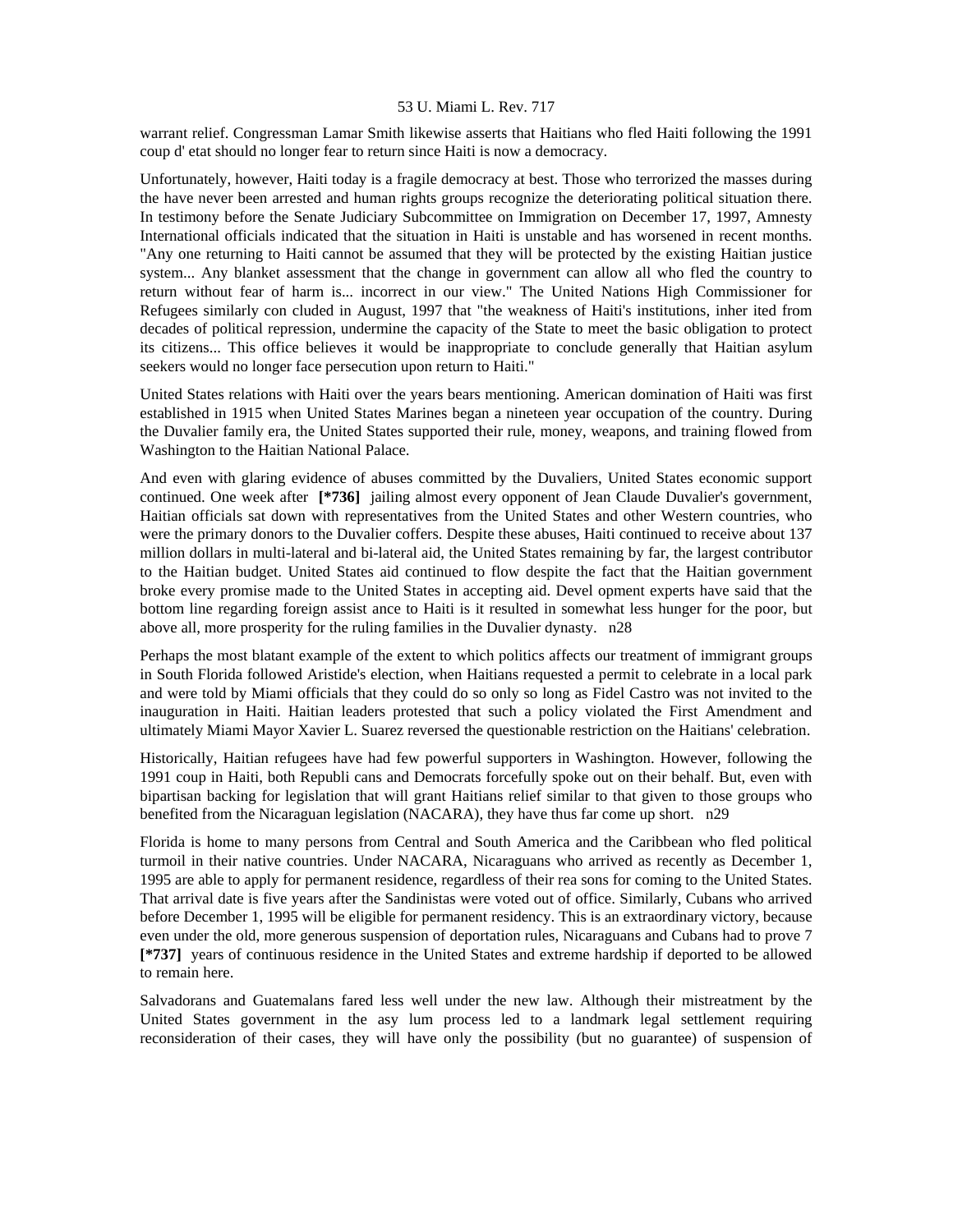warrant relief. Congressman Lamar Smith likewise asserts that Haitians who fled Haiti following the 1991 coup d' etat should no longer fear to return since Haiti is now a democracy.

Unfortunately, however, Haiti today is a fragile democracy at best. Those who terrorized the masses during the have never been arrested and human rights groups recognize the deteriorating political situation there. In testimony before the Senate Judiciary Subcommittee on Immigration on December 17, 1997, Amnesty International officials indicated that the situation in Haiti is unstable and has worsened in recent months. "Any one returning to Haiti cannot be assumed that they will be protected by the existing Haitian justice system... Any blanket assessment that the change in government can allow all who fled the country to return without fear of harm is... incorrect in our view." The United Nations High Commissioner for Refugees similarly con cluded in August, 1997 that "the weakness of Haiti's institutions, inher ited from decades of political repression, undermine the capacity of the State to meet the basic obligation to protect its citizens... This office believes it would be inappropriate to conclude generally that Haitian asylum seekers would no longer face persecution upon return to Haiti."

United States relations with Haiti over the years bears mentioning. American domination of Haiti was first established in 1915 when United States Marines began a nineteen year occupation of the country. During the Duvalier family era, the United States supported their rule, money, weapons, and training flowed from Washington to the Haitian National Palace.

And even with glaring evidence of abuses committed by the Duvaliers, United States economic support continued. One week after **[*736]** jailing almost every opponent of Jean Claude Duvalier's government, Haitian officials sat down with representatives from the United States and other Western countries, who were the primary donors to the Duvalier coffers. Despite these abuses, Haiti continued to receive about 137 million dollars in multi-lateral and bi-lateral aid, the United States remaining by far, the largest contributor to the Haitian budget. United States aid continued to flow despite the fact that the Haitian government broke every promise made to the United States in accepting aid. Devel opment experts have said that the bottom line regarding foreign assist ance to Haiti is it resulted in somewhat less hunger for the poor, but above all, more prosperity for the ruling families in the Duvalier dynasty. n28

Perhaps the most blatant example of the extent to which politics affects our treatment of immigrant groups in South Florida followed Aristide's election, when Haitians requested a permit to celebrate in a local park and were told by Miami officials that they could do so only so long as Fidel Castro was not invited to the inauguration in Haiti. Haitian leaders protested that such a policy violated the First Amendment and ultimately Miami Mayor Xavier L. Suarez reversed the questionable restriction on the Haitians' celebration.

Historically, Haitian refugees have had few powerful supporters in Washington. However, following the 1991 coup in Haiti, both Republi cans and Democrats forcefully spoke out on their behalf. But, even with bipartisan backing for legislation that will grant Haitians relief similar to that given to those groups who benefited from the Nicaraguan legislation (NACARA), they have thus far come up short. n29

Florida is home to many persons from Central and South America and the Caribbean who fled political turmoil in their native countries. Under NACARA, Nicaraguans who arrived as recently as December 1, 1995 are able to apply for permanent residence, regardless of their rea sons for coming to the United States. That arrival date is five years after the Sandinistas were voted out of office. Similarly, Cubans who arrived before December 1, 1995 will be eligible for permanent residency. This is an extraordinary victory, because even under the old, more generous suspension of deportation rules, Nicaraguans and Cubans had to prove 7 **[*737]** years of continuous residence in the United States and extreme hardship if deported to be allowed to remain here.

Salvadorans and Guatemalans fared less well under the new law. Although their mistreatment by the United States government in the asy lum process led to a landmark legal settlement requiring reconsideration of their cases, they will have only the possibility (but no guarantee) of suspension of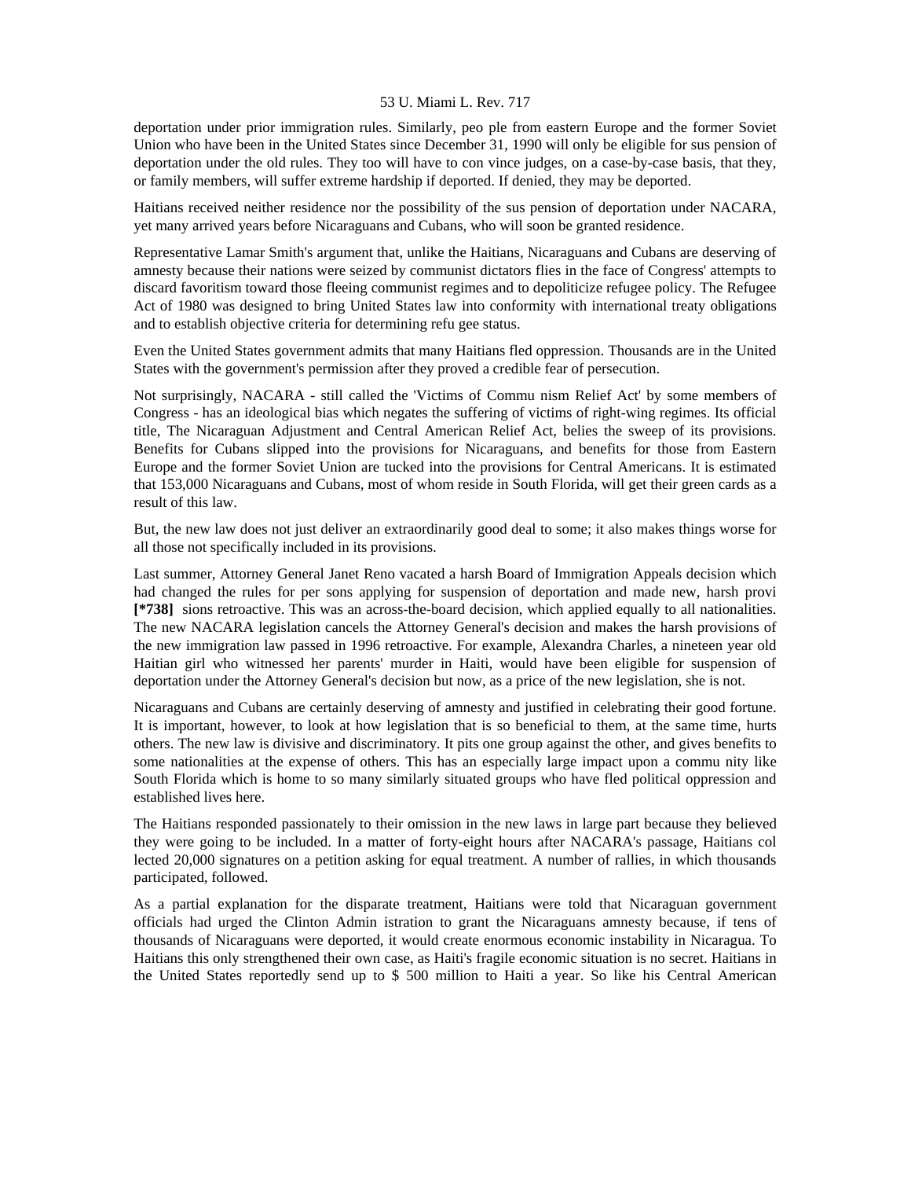deportation under prior immigration rules. Similarly, peo ple from eastern Europe and the former Soviet Union who have been in the United States since December 31, 1990 will only be eligible for sus pension of deportation under the old rules. They too will have to con vince judges, on a case-by-case basis, that they, or family members, will suffer extreme hardship if deported. If denied, they may be deported.

Haitians received neither residence nor the possibility of the sus pension of deportation under NACARA, yet many arrived years before Nicaraguans and Cubans, who will soon be granted residence.

Representative Lamar Smith's argument that, unlike the Haitians, Nicaraguans and Cubans are deserving of amnesty because their nations were seized by communist dictators flies in the face of Congress' attempts to discard favoritism toward those fleeing communist regimes and to depoliticize refugee policy. The Refugee Act of 1980 was designed to bring United States law into conformity with international treaty obligations and to establish objective criteria for determining refu gee status.

Even the United States government admits that many Haitians fled oppression. Thousands are in the United States with the government's permission after they proved a credible fear of persecution.

Not surprisingly, NACARA - still called the 'Victims of Commu nism Relief Act' by some members of Congress - has an ideological bias which negates the suffering of victims of right-wing regimes. Its official title, The Nicaraguan Adjustment and Central American Relief Act, belies the sweep of its provisions. Benefits for Cubans slipped into the provisions for Nicaraguans, and benefits for those from Eastern Europe and the former Soviet Union are tucked into the provisions for Central Americans. It is estimated that 153,000 Nicaraguans and Cubans, most of whom reside in South Florida, will get their green cards as a result of this law.

But, the new law does not just deliver an extraordinarily good deal to some; it also makes things worse for all those not specifically included in its provisions.

Last summer, Attorney General Janet Reno vacated a harsh Board of Immigration Appeals decision which had changed the rules for per sons applying for suspension of deportation and made new, harsh provi **[*738]** sions retroactive. This was an across-the-board decision, which applied equally to all nationalities. The new NACARA legislation cancels the Attorney General's decision and makes the harsh provisions of the new immigration law passed in 1996 retroactive. For example, Alexandra Charles, a nineteen year old Haitian girl who witnessed her parents' murder in Haiti, would have been eligible for suspension of deportation under the Attorney General's decision but now, as a price of the new legislation, she is not.

Nicaraguans and Cubans are certainly deserving of amnesty and justified in celebrating their good fortune. It is important, however, to look at how legislation that is so beneficial to them, at the same time, hurts others. The new law is divisive and discriminatory. It pits one group against the other, and gives benefits to some nationalities at the expense of others. This has an especially large impact upon a commu nity like South Florida which is home to so many similarly situated groups who have fled political oppression and established lives here.

The Haitians responded passionately to their omission in the new laws in large part because they believed they were going to be included. In a matter of forty-eight hours after NACARA's passage, Haitians col lected 20,000 signatures on a petition asking for equal treatment. A number of rallies, in which thousands participated, followed.

As a partial explanation for the disparate treatment, Haitians were told that Nicaraguan government officials had urged the Clinton Admin istration to grant the Nicaraguans amnesty because, if tens of thousands of Nicaraguans were deported, it would create enormous economic instability in Nicaragua. To Haitians this only strengthened their own case, as Haiti's fragile economic situation is no secret. Haitians in the United States reportedly send up to $ 500 million to Haiti a year. So like his Central American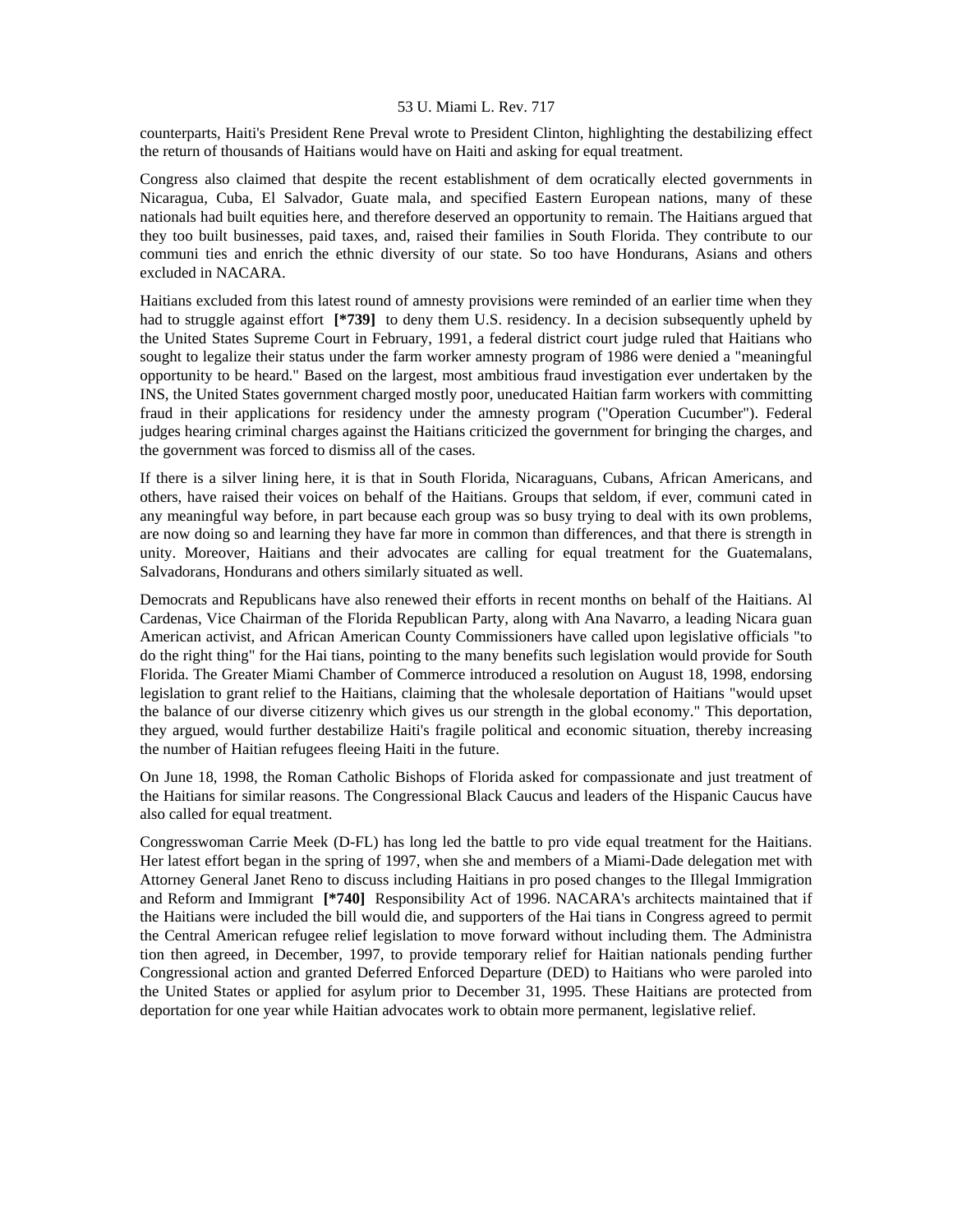counterparts, Haiti's President Rene Preval wrote to President Clinton, highlighting the destabilizing effect the return of thousands of Haitians would have on Haiti and asking for equal treatment.

Congress also claimed that despite the recent establishment of dem ocratically elected governments in Nicaragua, Cuba, El Salvador, Guate mala, and specified Eastern European nations, many of these nationals had built equities here, and therefore deserved an opportunity to remain. The Haitians argued that they too built businesses, paid taxes, and, raised their families in South Florida. They contribute to our communi ties and enrich the ethnic diversity of our state. So too have Hondurans, Asians and others excluded in NACARA.

Haitians excluded from this latest round of amnesty provisions were reminded of an earlier time when they had to struggle against effort **[*739]** to deny them U.S. residency. In a decision subsequently upheld by the United States Supreme Court in February, 1991, a federal district court judge ruled that Haitians who sought to legalize their status under the farm worker amnesty program of 1986 were denied a "meaningful opportunity to be heard." Based on the largest, most ambitious fraud investigation ever undertaken by the INS, the United States government charged mostly poor, uneducated Haitian farm workers with committing fraud in their applications for residency under the amnesty program ("Operation Cucumber"). Federal judges hearing criminal charges against the Haitians criticized the government for bringing the charges, and the government was forced to dismiss all of the cases.

If there is a silver lining here, it is that in South Florida, Nicaraguans, Cubans, African Americans, and others, have raised their voices on behalf of the Haitians. Groups that seldom, if ever, communi cated in any meaningful way before, in part because each group was so busy trying to deal with its own problems, are now doing so and learning they have far more in common than differences, and that there is strength in unity. Moreover, Haitians and their advocates are calling for equal treatment for the Guatemalans, Salvadorans, Hondurans and others similarly situated as well.

Democrats and Republicans have also renewed their efforts in recent months on behalf of the Haitians. Al Cardenas, Vice Chairman of the Florida Republican Party, along with Ana Navarro, a leading Nicara guan American activist, and African American County Commissioners have called upon legislative officials "to do the right thing" for the Hai tians, pointing to the many benefits such legislation would provide for South Florida. The Greater Miami Chamber of Commerce introduced a resolution on August 18, 1998, endorsing legislation to grant relief to the Haitians, claiming that the wholesale deportation of Haitians "would upset the balance of our diverse citizenry which gives us our strength in the global economy." This deportation, they argued, would further destabilize Haiti's fragile political and economic situation, thereby increasing the number of Haitian refugees fleeing Haiti in the future.

On June 18, 1998, the Roman Catholic Bishops of Florida asked for compassionate and just treatment of the Haitians for similar reasons. The Congressional Black Caucus and leaders of the Hispanic Caucus have also called for equal treatment.

Congresswoman Carrie Meek (D-FL) has long led the battle to pro vide equal treatment for the Haitians. Her latest effort began in the spring of 1997, when she and members of a Miami-Dade delegation met with Attorney General Janet Reno to discuss including Haitians in pro posed changes to the Illegal Immigration and Reform and Immigrant **[*740]** Responsibility Act of 1996. NACARA's architects maintained that if the Haitians were included the bill would die, and supporters of the Hai tians in Congress agreed to permit the Central American refugee relief legislation to move forward without including them. The Administra tion then agreed, in December, 1997, to provide temporary relief for Haitian nationals pending further Congressional action and granted Deferred Enforced Departure (DED) to Haitians who were paroled into the United States or applied for asylum prior to December 31, 1995. These Haitians are protected from deportation for one year while Haitian advocates work to obtain more permanent, legislative relief.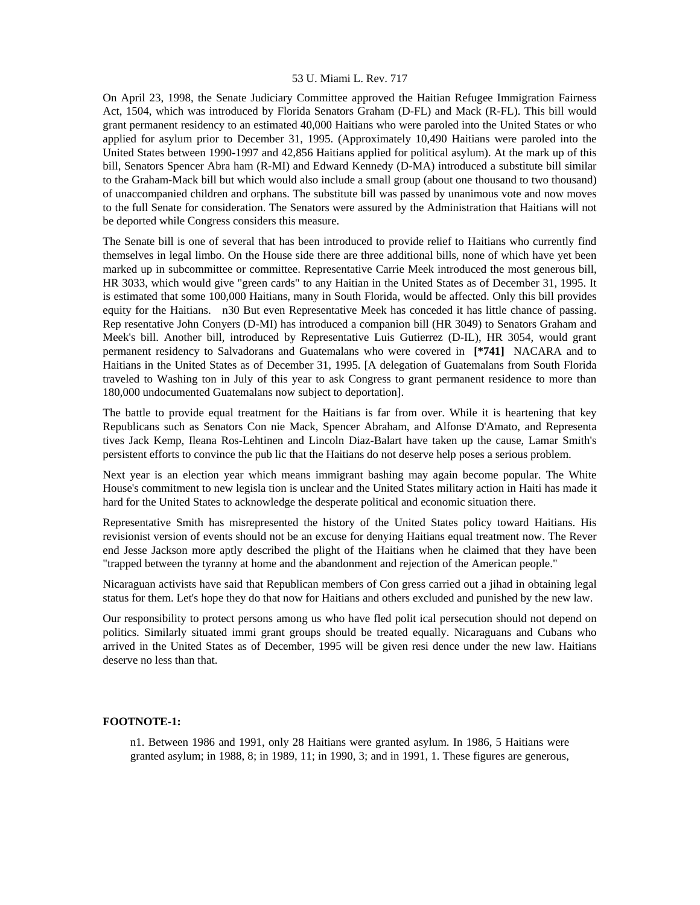On April 23, 1998, the Senate Judiciary Committee approved the Haitian Refugee Immigration Fairness Act, 1504, which was introduced by Florida Senators Graham (D-FL) and Mack (R-FL). This bill would grant permanent residency to an estimated 40,000 Haitians who were paroled into the United States or who applied for asylum prior to December 31, 1995. (Approximately 10,490 Haitians were paroled into the United States between 1990-1997 and 42,856 Haitians applied for political asylum). At the mark up of this bill, Senators Spencer Abra ham (R-MI) and Edward Kennedy (D-MA) introduced a substitute bill similar to the Graham-Mack bill but which would also include a small group (about one thousand to two thousand) of unaccompanied children and orphans. The substitute bill was passed by unanimous vote and now moves to the full Senate for consideration. The Senators were assured by the Administration that Haitians will not be deported while Congress considers this measure.

The Senate bill is one of several that has been introduced to provide relief to Haitians who currently find themselves in legal limbo. On the House side there are three additional bills, none of which have yet been marked up in subcommittee or committee. Representative Carrie Meek introduced the most generous bill, HR 3033, which would give "green cards" to any Haitian in the United States as of December 31, 1995. It is estimated that some 100,000 Haitians, many in South Florida, would be affected. Only this bill provides equity for the Haitians. n30 But even Representative Meek has conceded it has little chance of passing. Rep resentative John Conyers (D-MI) has introduced a companion bill (HR 3049) to Senators Graham and Meek's bill. Another bill, introduced by Representative Luis Gutierrez (D-IL), HR 3054, would grant permanent residency to Salvadorans and Guatemalans who were covered in **[*741]** NACARA and to Haitians in the United States as of December 31, 1995. [A delegation of Guatemalans from South Florida traveled to Washing ton in July of this year to ask Congress to grant permanent residence to more than 180,000 undocumented Guatemalans now subject to deportation].

The battle to provide equal treatment for the Haitians is far from over. While it is heartening that key Republicans such as Senators Con nie Mack, Spencer Abraham, and Alfonse D'Amato, and Representa tives Jack Kemp, Ileana Ros-Lehtinen and Lincoln Diaz-Balart have taken up the cause, Lamar Smith's persistent efforts to convince the pub lic that the Haitians do not deserve help poses a serious problem.

Next year is an election year which means immigrant bashing may again become popular. The White House's commitment to new legisla tion is unclear and the United States military action in Haiti has made it hard for the United States to acknowledge the desperate political and economic situation there.

Representative Smith has misrepresented the history of the United States policy toward Haitians. His revisionist version of events should not be an excuse for denying Haitians equal treatment now. The Rever end Jesse Jackson more aptly described the plight of the Haitians when he claimed that they have been "trapped between the tyranny at home and the abandonment and rejection of the American people."

Nicaraguan activists have said that Republican members of Con gress carried out a jihad in obtaining legal status for them. Let's hope they do that now for Haitians and others excluded and punished by the new law.

Our responsibility to protect persons among us who have fled polit ical persecution should not depend on politics. Similarly situated immi grant groups should be treated equally. Nicaraguans and Cubans who arrived in the United States as of December, 1995 will be given resi dence under the new law. Haitians deserve no less than that.

**FOOTNOTE-1:**

n1. Between 1986 and 1991, only 28 Haitians were granted asylum. In 1986, 5 Haitians were granted asylum; in 1988, 8; in 1989, 11; in 1990, 3; and in 1991, 1. These figures are generous,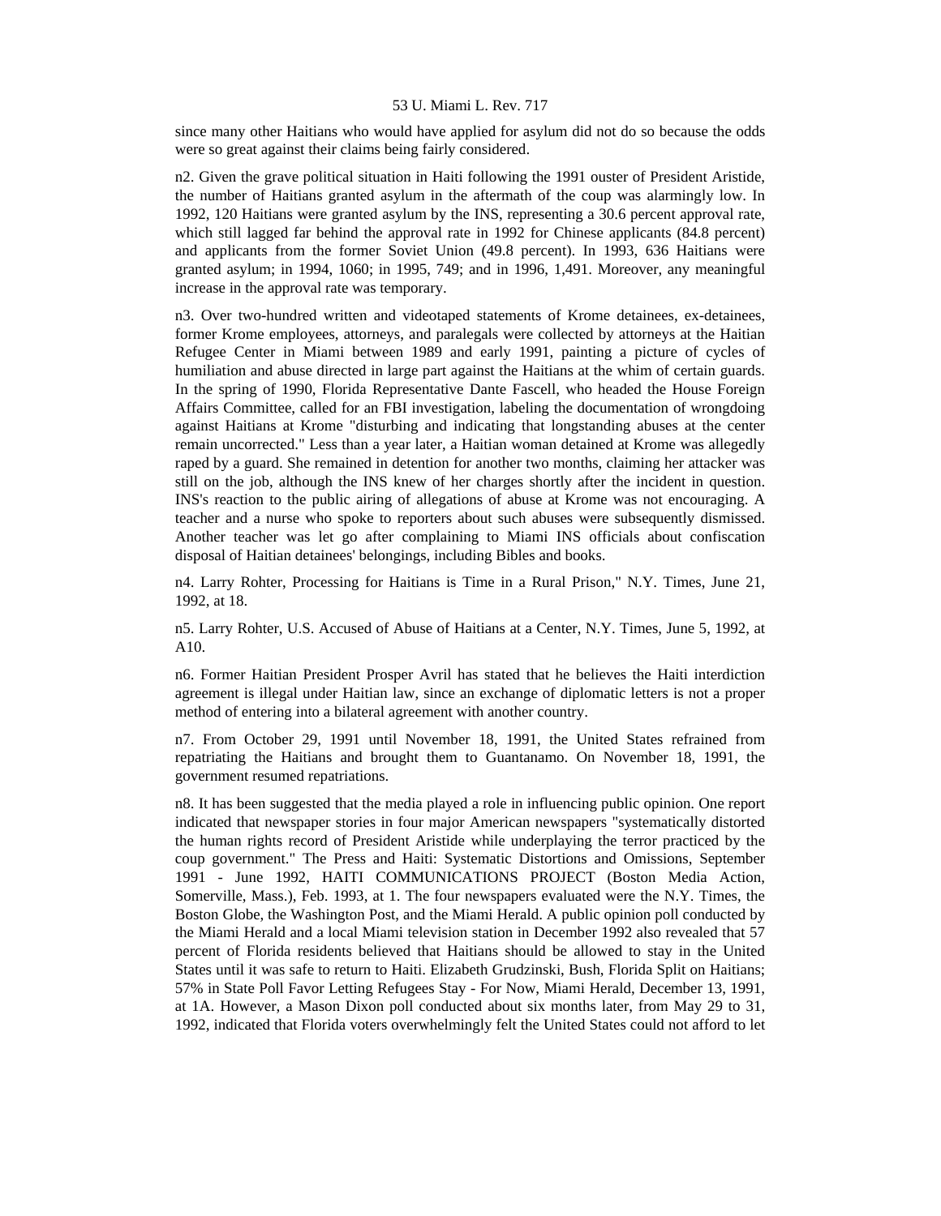since many other Haitians who would have applied for asylum did not do so because the odds were so great against their claims being fairly considered.

n2. Given the grave political situation in Haiti following the 1991 ouster of President Aristide, the number of Haitians granted asylum in the aftermath of the coup was alarmingly low. In 1992, 120 Haitians were granted asylum by the INS, representing a 30.6 percent approval rate, which still lagged far behind the approval rate in 1992 for Chinese applicants (84.8 percent) and applicants from the former Soviet Union (49.8 percent). In 1993, 636 Haitians were granted asylum; in 1994, 1060; in 1995, 749; and in 1996, 1,491. Moreover, any meaningful increase in the approval rate was temporary.

n3. Over two-hundred written and videotaped statements of Krome detainees, ex-detainees, former Krome employees, attorneys, and paralegals were collected by attorneys at the Haitian Refugee Center in Miami between 1989 and early 1991, painting a picture of cycles of humiliation and abuse directed in large part against the Haitians at the whim of certain guards. In the spring of 1990, Florida Representative Dante Fascell, who headed the House Foreign Affairs Committee, called for an FBI investigation, labeling the documentation of wrongdoing against Haitians at Krome "disturbing and indicating that longstanding abuses at the center remain uncorrected." Less than a year later, a Haitian woman detained at Krome was allegedly raped by a guard. She remained in detention for another two months, claiming her attacker was still on the job, although the INS knew of her charges shortly after the incident in question. INS's reaction to the public airing of allegations of abuse at Krome was not encouraging. A teacher and a nurse who spoke to reporters about such abuses were subsequently dismissed. Another teacher was let go after complaining to Miami INS officials about confiscation disposal of Haitian detainees' belongings, including Bibles and books.

n4. Larry Rohter, Processing for Haitians is Time in a Rural Prison," N.Y. Times, June 21, 1992, at 18.

n5. Larry Rohter, U.S. Accused of Abuse of Haitians at a Center, N.Y. Times, June 5, 1992, at A10.

n6. Former Haitian President Prosper Avril has stated that he believes the Haiti interdiction agreement is illegal under Haitian law, since an exchange of diplomatic letters is not a proper method of entering into a bilateral agreement with another country.

n7. From October 29, 1991 until November 18, 1991, the United States refrained from repatriating the Haitians and brought them to Guantanamo. On November 18, 1991, the government resumed repatriations.

n8. It has been suggested that the media played a role in influencing public opinion. One report indicated that newspaper stories in four major American newspapers "systematically distorted the human rights record of President Aristide while underplaying the terror practiced by the coup government." The Press and Haiti: Systematic Distortions and Omissions, September 1991 - June 1992, HAITI COMMUNICATIONS PROJECT (Boston Media Action, Somerville, Mass.), Feb. 1993, at 1. The four newspapers evaluated were the N.Y. Times, the Boston Globe, the Washington Post, and the Miami Herald. A public opinion poll conducted by the Miami Herald and a local Miami television station in December 1992 also revealed that 57 percent of Florida residents believed that Haitians should be allowed to stay in the United States until it was safe to return to Haiti. Elizabeth Grudzinski, Bush, Florida Split on Haitians; 57% in State Poll Favor Letting Refugees Stay - For Now, Miami Herald, December 13, 1991, at 1A. However, a Mason Dixon poll conducted about six months later, from May 29 to 31, 1992, indicated that Florida voters overwhelmingly felt the United States could not afford to let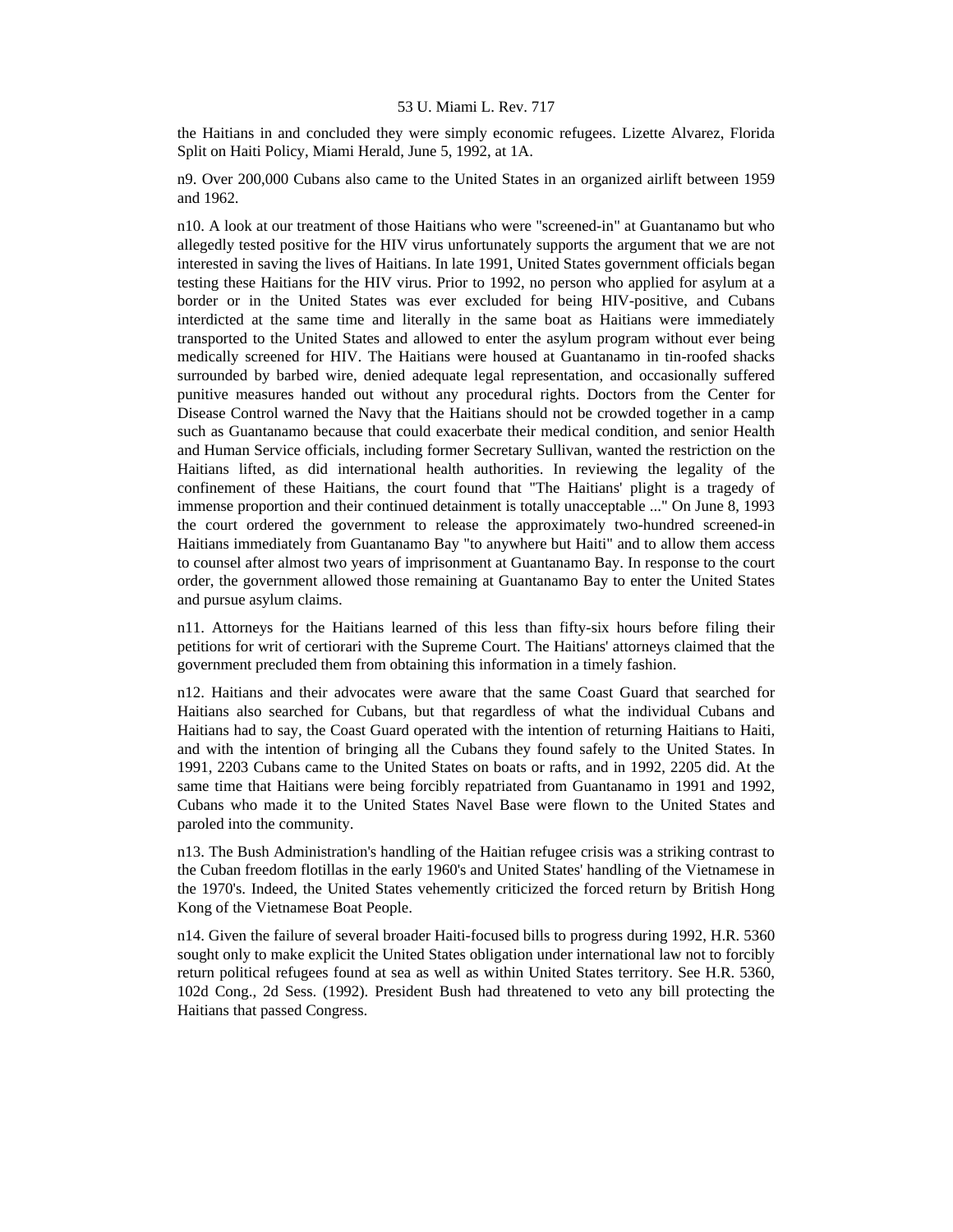the Haitians in and concluded they were simply economic refugees. Lizette Alvarez, Florida Split on Haiti Policy, Miami Herald, June 5, 1992, at 1A.

n9. Over 200,000 Cubans also came to the United States in an organized airlift between 1959 and 1962.

n10. A look at our treatment of those Haitians who were "screened-in" at Guantanamo but who allegedly tested positive for the HIV virus unfortunately supports the argument that we are not interested in saving the lives of Haitians. In late 1991, United States government officials began testing these Haitians for the HIV virus. Prior to 1992, no person who applied for asylum at a border or in the United States was ever excluded for being HIV-positive, and Cubans interdicted at the same time and literally in the same boat as Haitians were immediately transported to the United States and allowed to enter the asylum program without ever being medically screened for HIV. The Haitians were housed at Guantanamo in tin-roofed shacks surrounded by barbed wire, denied adequate legal representation, and occasionally suffered punitive measures handed out without any procedural rights. Doctors from the Center for Disease Control warned the Navy that the Haitians should not be crowded together in a camp such as Guantanamo because that could exacerbate their medical condition, and senior Health and Human Service officials, including former Secretary Sullivan, wanted the restriction on the Haitians lifted, as did international health authorities. In reviewing the legality of the confinement of these Haitians, the court found that "The Haitians' plight is a tragedy of immense proportion and their continued detainment is totally unacceptable ..." On June 8, 1993 the court ordered the government to release the approximately two-hundred screened-in Haitians immediately from Guantanamo Bay "to anywhere but Haiti" and to allow them access to counsel after almost two years of imprisonment at Guantanamo Bay. In response to the court order, the government allowed those remaining at Guantanamo Bay to enter the United States and pursue asylum claims.

n11. Attorneys for the Haitians learned of this less than fifty-six hours before filing their petitions for writ of certiorari with the Supreme Court. The Haitians' attorneys claimed that the government precluded them from obtaining this information in a timely fashion.

n12. Haitians and their advocates were aware that the same Coast Guard that searched for Haitians also searched for Cubans, but that regardless of what the individual Cubans and Haitians had to say, the Coast Guard operated with the intention of returning Haitians to Haiti, and with the intention of bringing all the Cubans they found safely to the United States. In 1991, 2203 Cubans came to the United States on boats or rafts, and in 1992, 2205 did. At the same time that Haitians were being forcibly repatriated from Guantanamo in 1991 and 1992, Cubans who made it to the United States Navel Base were flown to the United States and paroled into the community.

n13. The Bush Administration's handling of the Haitian refugee crisis was a striking contrast to the Cuban freedom flotillas in the early 1960's and United States' handling of the Vietnamese in the 1970's. Indeed, the United States vehemently criticized the forced return by British Hong Kong of the Vietnamese Boat People.

n14. Given the failure of several broader Haiti-focused bills to progress during 1992, H.R. 5360 sought only to make explicit the United States obligation under international law not to forcibly return political refugees found at sea as well as within United States territory. See H.R. 5360, 102d Cong., 2d Sess. (1992). President Bush had threatened to veto any bill protecting the Haitians that passed Congress.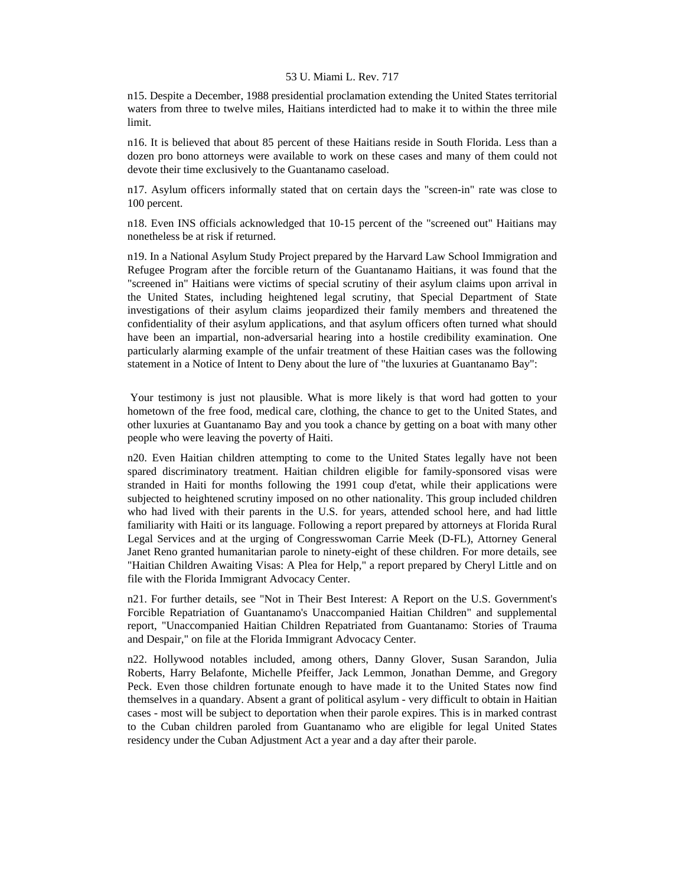n15. Despite a December, 1988 presidential proclamation extending the United States territorial waters from three to twelve miles, Haitians interdicted had to make it to within the three mile limit.

n16. It is believed that about 85 percent of these Haitians reside in South Florida. Less than a dozen pro bono attorneys were available to work on these cases and many of them could not devote their time exclusively to the Guantanamo caseload.

n17. Asylum officers informally stated that on certain days the "screen-in" rate was close to 100 percent.

n18. Even INS officials acknowledged that 10-15 percent of the "screened out" Haitians may nonetheless be at risk if returned.

n19. In a National Asylum Study Project prepared by the Harvard Law School Immigration and Refugee Program after the forcible return of the Guantanamo Haitians, it was found that the "screened in" Haitians were victims of special scrutiny of their asylum claims upon arrival in the United States, including heightened legal scrutiny, that Special Department of State investigations of their asylum claims jeopardized their family members and threatened the confidentiality of their asylum applications, and that asylum officers often turned what should have been an impartial, non-adversarial hearing into a hostile credibility examination. One particularly alarming example of the unfair treatment of these Haitian cases was the following statement in a Notice of Intent to Deny about the lure of "the luxuries at Guantanamo Bay":

Your testimony is just not plausible. What is more likely is that word had gotten to your hometown of the free food, medical care, clothing, the chance to get to the United States, and other luxuries at Guantanamo Bay and you took a chance by getting on a boat with many other people who were leaving the poverty of Haiti.

n20. Even Haitian children attempting to come to the United States legally have not been spared discriminatory treatment. Haitian children eligible for family-sponsored visas were stranded in Haiti for months following the 1991 coup d'etat, while their applications were subjected to heightened scrutiny imposed on no other nationality. This group included children who had lived with their parents in the U.S. for years, attended school here, and had little familiarity with Haiti or its language. Following a report prepared by attorneys at Florida Rural Legal Services and at the urging of Congresswoman Carrie Meek (D-FL), Attorney General Janet Reno granted humanitarian parole to ninety-eight of these children. For more details, see "Haitian Children Awaiting Visas: A Plea for Help," a report prepared by Cheryl Little and on file with the Florida Immigrant Advocacy Center.

n21. For further details, see "Not in Their Best Interest: A Report on the U.S. Government's Forcible Repatriation of Guantanamo's Unaccompanied Haitian Children" and supplemental report, "Unaccompanied Haitian Children Repatriated from Guantanamo: Stories of Trauma and Despair," on file at the Florida Immigrant Advocacy Center.

n22. Hollywood notables included, among others, Danny Glover, Susan Sarandon, Julia Roberts, Harry Belafonte, Michelle Pfeiffer, Jack Lemmon, Jonathan Demme, and Gregory Peck. Even those children fortunate enough to have made it to the United States now find themselves in a quandary. Absent a grant of political asylum - very difficult to obtain in Haitian cases - most will be subject to deportation when their parole expires. This is in marked contrast to the Cuban children paroled from Guantanamo who are eligible for legal United States residency under the Cuban Adjustment Act a year and a day after their parole.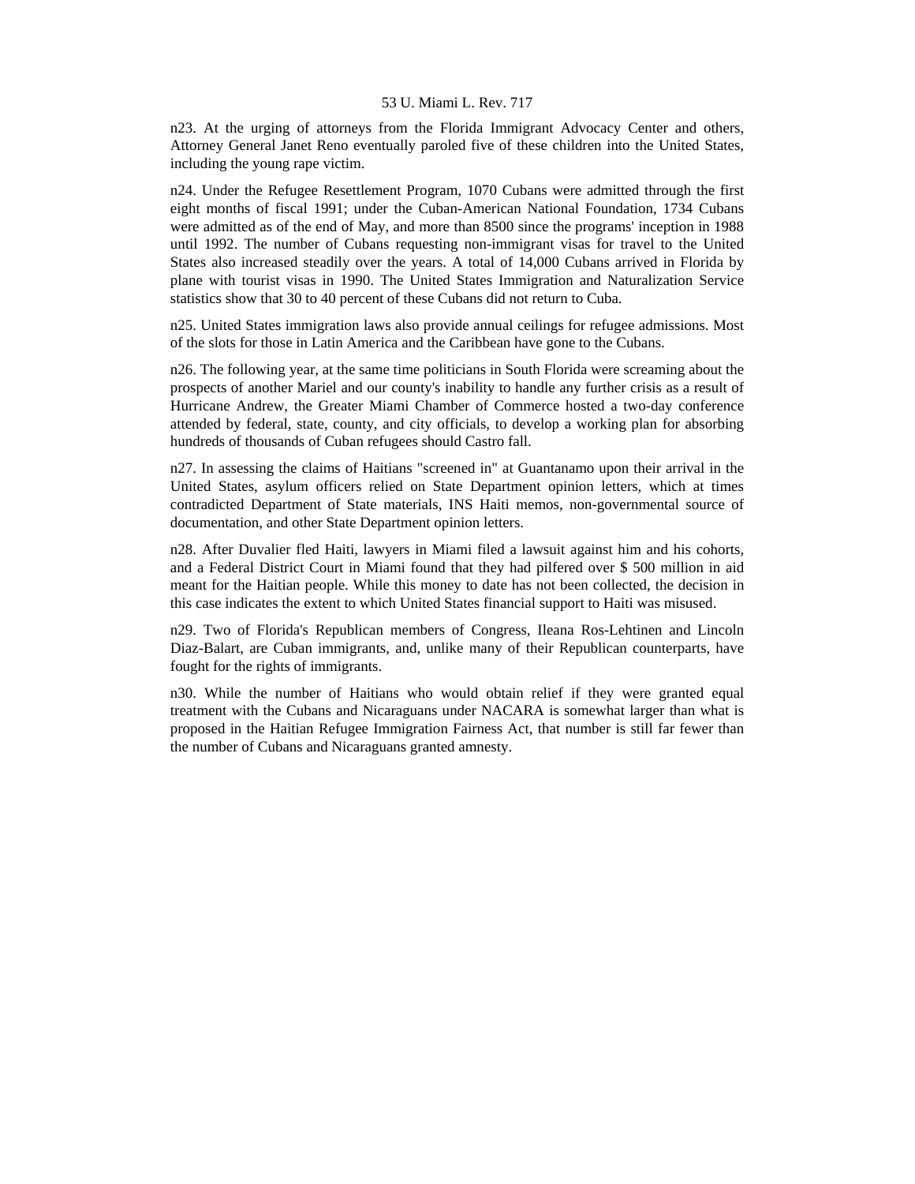n23. At the urging of attorneys from the Florida Immigrant Advocacy Center and others, Attorney General Janet Reno eventually paroled five of these children into the United States, including the young rape victim.

n24. Under the Refugee Resettlement Program, 1070 Cubans were admitted through the first eight months of fiscal 1991; under the Cuban-American National Foundation, 1734 Cubans were admitted as of the end of May, and more than 8500 since the programs' inception in 1988 until 1992. The number of Cubans requesting non-immigrant visas for travel to the United States also increased steadily over the years. A total of 14,000 Cubans arrived in Florida by plane with tourist visas in 1990. The United States Immigration and Naturalization Service statistics show that 30 to 40 percent of these Cubans did not return to Cuba.

n25. United States immigration laws also provide annual ceilings for refugee admissions. Most of the slots for those in Latin America and the Caribbean have gone to the Cubans.

n26. The following year, at the same time politicians in South Florida were screaming about the prospects of another Mariel and our county's inability to handle any further crisis as a result of Hurricane Andrew, the Greater Miami Chamber of Commerce hosted a two-day conference attended by federal, state, county, and city officials, to develop a working plan for absorbing hundreds of thousands of Cuban refugees should Castro fall.

n27. In assessing the claims of Haitians "screened in" at Guantanamo upon their arrival in the United States, asylum officers relied on State Department opinion letters, which at times contradicted Department of State materials, INS Haiti memos, non-governmental source of documentation, and other State Department opinion letters.

n28. After Duvalier fled Haiti, lawyers in Miami filed a lawsuit against him and his cohorts, and a Federal District Court in Miami found that they had pilfered over $ 500 million in aid meant for the Haitian people. While this money to date has not been collected, the decision in this case indicates the extent to which United States financial support to Haiti was misused.

n29. Two of Florida's Republican members of Congress, Ileana Ros-Lehtinen and Lincoln Diaz-Balart, are Cuban immigrants, and, unlike many of their Republican counterparts, have fought for the rights of immigrants.

n30. While the number of Haitians who would obtain relief if they were granted equal treatment with the Cubans and Nicaraguans under NACARA is somewhat larger than what is proposed in the Haitian Refugee Immigration Fairness Act, that number is still far fewer than the number of Cubans and Nicaraguans granted amnesty.